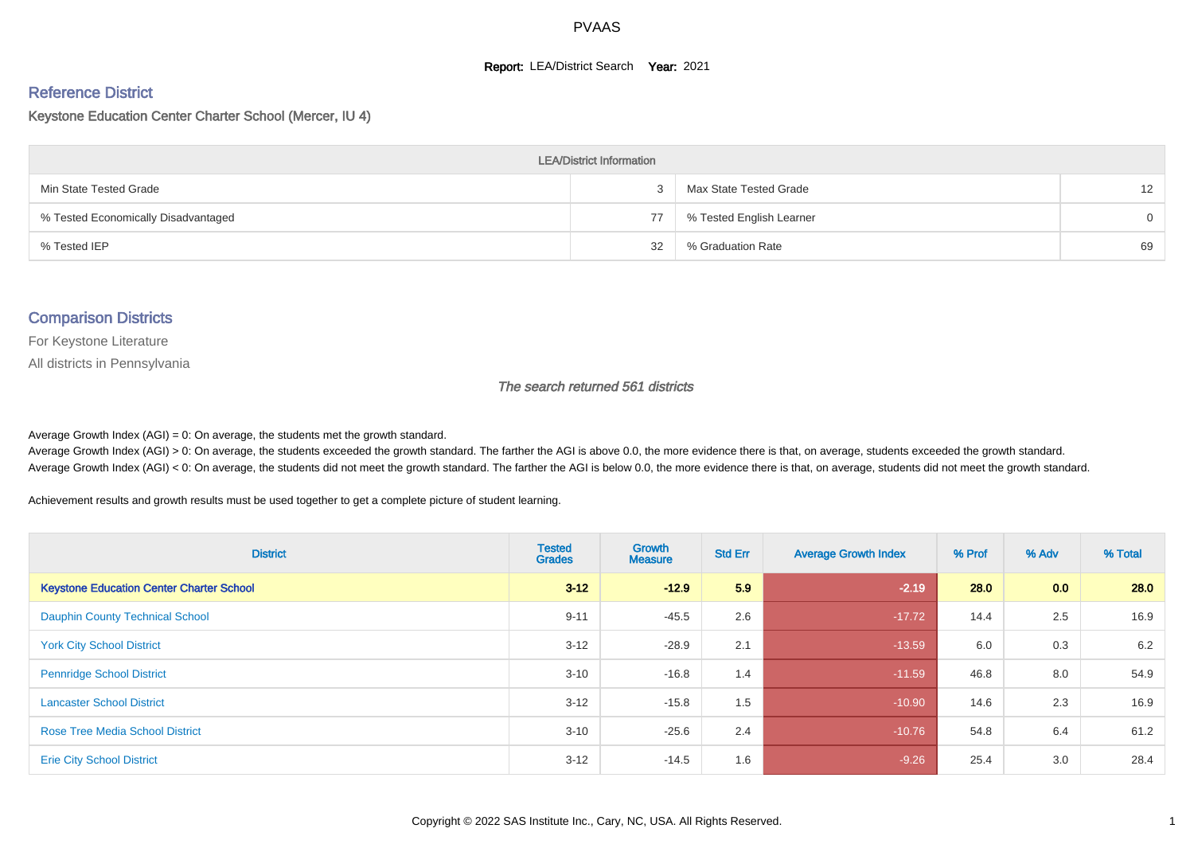# PVAAS

**Report:** LEA/District Search **Year:** 2021

## Reference District

Keystone Education Center Charter School (Mercer, IU 4)

| LEA/District Information | | | |
|---|---|---|---|
| Min State Tested Grade | 3 | Max State Tested Grade | 12 |
| % Tested Economically Disadvantaged | 77 | % Tested English Learner | 0 |
| % Tested IEP | 32 | % Graduation Rate | 69 |

## Comparison Districts

For Keystone Literature

All districts in Pennsylvania

*The search returned 561 districts*

Average Growth Index (AGI) = 0: On average, the students met the growth standard.
Average Growth Index (AGI) > 0: On average, the students exceeded the growth standard. The farther the AGI is above 0.0, the more evidence there is that, on average, students exceeded the growth standard.
Average Growth Index (AGI) < 0: On average, the students did not meet the growth standard. The farther the AGI is below 0.0, the more evidence there is that, on average, students did not meet the growth standard.

Achievement results and growth results must be used together to get a complete picture of student learning.

| District | Tested Grades | Growth Measure | Std Err | Average Growth Index | % Prof | % Adv | % Total |
|---|---|---|---|---|---|---|---|
| **Keystone Education Center Charter School** | **3-12** | **-12.9** | **5.9** | **-2.19** | **28.0** | **0.0** | **28.0** |
| Dauphin County Technical School | 9-11 | -45.5 | 2.6 | -17.72 | 14.4 | 2.5 | 16.9 |
| York City School District | 3-12 | -28.9 | 2.1 | -13.59 | 6.0 | 0.3 | 6.2 |
| Pennridge School District | 3-10 | -16.8 | 1.4 | -11.59 | 46.8 | 8.0 | 54.9 |
| Lancaster School District | 3-12 | -15.8 | 1.5 | -10.90 | 14.6 | 2.3 | 16.9 |
| Rose Tree Media School District | 3-10 | -25.6 | 2.4 | -10.76 | 54.8 | 6.4 | 61.2 |
| Erie City School District | 3-12 | -14.5 | 1.6 | -9.26 | 25.4 | 3.0 | 28.4 |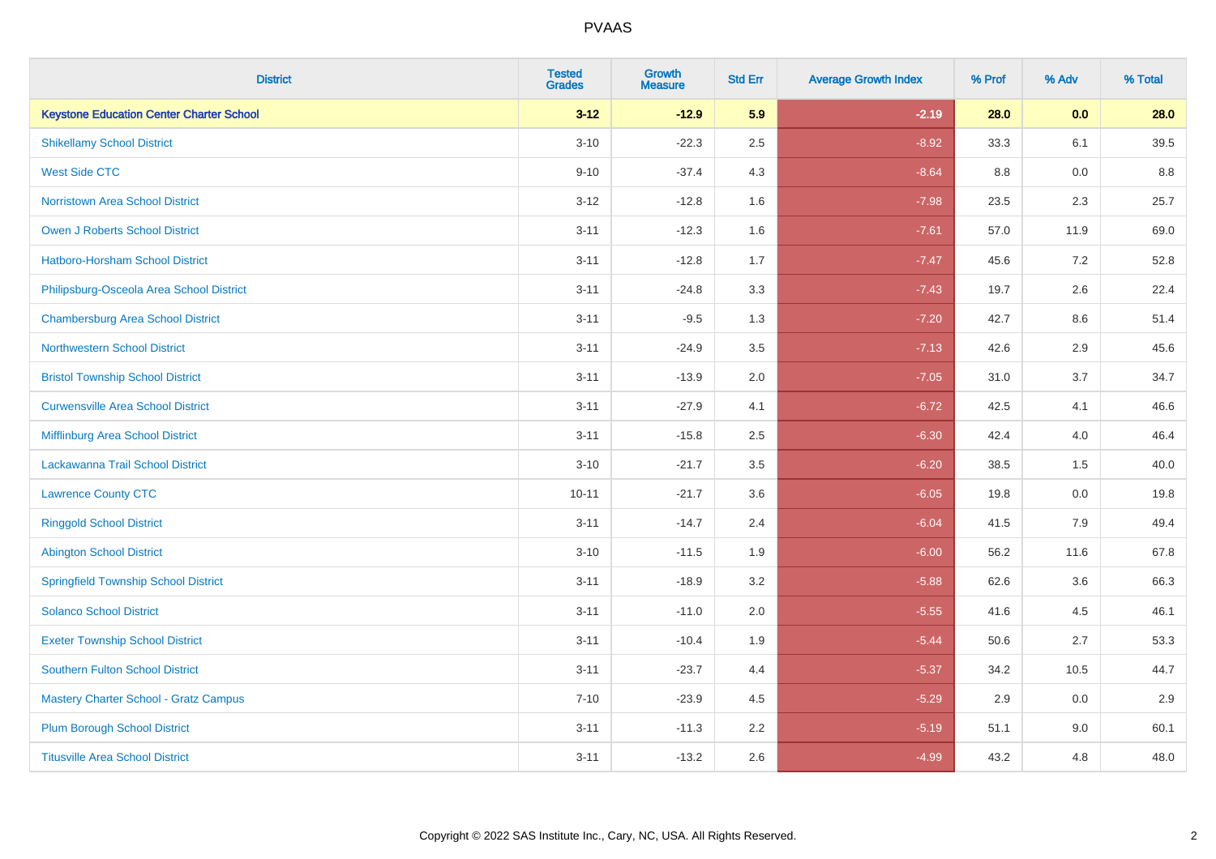| District | Tested Grades | Growth Measure | Std Err | Average Growth Index | % Prof | % Adv | % Total |
|---|---|---|---|---|---|---|---|
| **Keystone Education Center Charter School** | **3-12** | **-12.9** | **5.9** | **-2.19** | **28.0** | **0.0** | **28.0** |
| Shikellamy School District | 3-10 | -22.3 | 2.5 | -8.92 | 33.3 | 6.1 | 39.5 |
| West Side CTC | 9-10 | -37.4 | 4.3 | -8.64 | 8.8 | 0.0 | 8.8 |
| Norristown Area School District | 3-12 | -12.8 | 1.6 | -7.98 | 23.5 | 2.3 | 25.7 |
| Owen J Roberts School District | 3-11 | -12.3 | 1.6 | -7.61 | 57.0 | 11.9 | 69.0 |
| Hatboro-Horsham School District | 3-11 | -12.8 | 1.7 | -7.47 | 45.6 | 7.2 | 52.8 |
| Philipsburg-Osceola Area School District | 3-11 | -24.8 | 3.3 | -7.43 | 19.7 | 2.6 | 22.4 |
| Chambersburg Area School District | 3-11 | -9.5 | 1.3 | -7.20 | 42.7 | 8.6 | 51.4 |
| Northwestern School District | 3-11 | -24.9 | 3.5 | -7.13 | 42.6 | 2.9 | 45.6 |
| Bristol Township School District | 3-11 | -13.9 | 2.0 | -7.05 | 31.0 | 3.7 | 34.7 |
| Curwensville Area School District | 3-11 | -27.9 | 4.1 | -6.72 | 42.5 | 4.1 | 46.6 |
| Mifflinburg Area School District | 3-11 | -15.8 | 2.5 | -6.30 | 42.4 | 4.0 | 46.4 |
| Lackawanna Trail School District | 3-10 | -21.7 | 3.5 | -6.20 | 38.5 | 1.5 | 40.0 |
| Lawrence County CTC | 10-11 | -21.7 | 3.6 | -6.05 | 19.8 | 0.0 | 19.8 |
| Ringgold School District | 3-11 | -14.7 | 2.4 | -6.04 | 41.5 | 7.9 | 49.4 |
| Abington School District | 3-10 | -11.5 | 1.9 | -6.00 | 56.2 | 11.6 | 67.8 |
| Springfield Township School District | 3-11 | -18.9 | 3.2 | -5.88 | 62.6 | 3.6 | 66.3 |
| Solanco School District | 3-11 | -11.0 | 2.0 | -5.55 | 41.6 | 4.5 | 46.1 |
| Exeter Township School District | 3-11 | -10.4 | 1.9 | -5.44 | 50.6 | 2.7 | 53.3 |
| Southern Fulton School District | 3-11 | -23.7 | 4.4 | -5.37 | 34.2 | 10.5 | 44.7 |
| Mastery Charter School - Gratz Campus | 7-10 | -23.9 | 4.5 | -5.29 | 2.9 | 0.0 | 2.9 |
| Plum Borough School District | 3-11 | -11.3 | 2.2 | -5.19 | 51.1 | 9.0 | 60.1 |
| Titusville Area School District | 3-11 | -13.2 | 2.6 | -4.99 | 43.2 | 4.8 | 48.0 |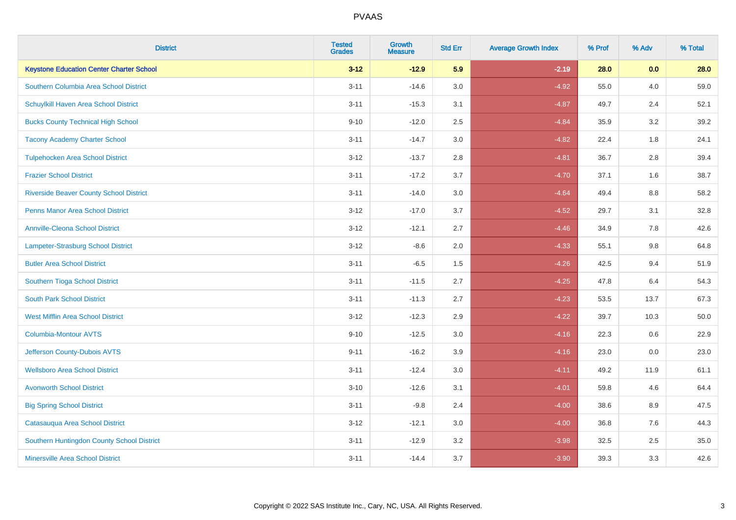PVAAS

| District | Tested Grades | Growth Measure | Std Err | Average Growth Index | % Prof | % Adv | % Total |
|---|---|---|---|---|---|---|---|
| **Keystone Education Center Charter School** | **3-12** | **-12.9** | **5.9** | **-2.19** | **28.0** | **0.0** | **28.0** |
| Southern Columbia Area School District | 3-11 | -14.6 | 3.0 | -4.92 | 55.0 | 4.0 | 59.0 |
| Schuylkill Haven Area School District | 3-11 | -15.3 | 3.1 | -4.87 | 49.7 | 2.4 | 52.1 |
| Bucks County Technical High School | 9-10 | -12.0 | 2.5 | -4.84 | 35.9 | 3.2 | 39.2 |
| Tacony Academy Charter School | 3-11 | -14.7 | 3.0 | -4.82 | 22.4 | 1.8 | 24.1 |
| Tulpehocken Area School District | 3-12 | -13.7 | 2.8 | -4.81 | 36.7 | 2.8 | 39.4 |
| Frazier School District | 3-11 | -17.2 | 3.7 | -4.70 | 37.1 | 1.6 | 38.7 |
| Riverside Beaver County School District | 3-11 | -14.0 | 3.0 | -4.64 | 49.4 | 8.8 | 58.2 |
| Penns Manor Area School District | 3-12 | -17.0 | 3.7 | -4.52 | 29.7 | 3.1 | 32.8 |
| Annville-Cleona School District | 3-12 | -12.1 | 2.7 | -4.46 | 34.9 | 7.8 | 42.6 |
| Lampeter-Strasburg School District | 3-12 | -8.6 | 2.0 | -4.33 | 55.1 | 9.8 | 64.8 |
| Butler Area School District | 3-11 | -6.5 | 1.5 | -4.26 | 42.5 | 9.4 | 51.9 |
| Southern Tioga School District | 3-11 | -11.5 | 2.7 | -4.25 | 47.8 | 6.4 | 54.3 |
| South Park School District | 3-11 | -11.3 | 2.7 | -4.23 | 53.5 | 13.7 | 67.3 |
| West Mifflin Area School District | 3-12 | -12.3 | 2.9 | -4.22 | 39.7 | 10.3 | 50.0 |
| Columbia-Montour AVTS | 9-10 | -12.5 | 3.0 | -4.16 | 22.3 | 0.6 | 22.9 |
| Jefferson County-Dubois AVTS | 9-11 | -16.2 | 3.9 | -4.16 | 23.0 | 0.0 | 23.0 |
| Wellsboro Area School District | 3-11 | -12.4 | 3.0 | -4.11 | 49.2 | 11.9 | 61.1 |
| Avonworth School District | 3-10 | -12.6 | 3.1 | -4.01 | 59.8 | 4.6 | 64.4 |
| Big Spring School District | 3-11 | -9.8 | 2.4 | -4.00 | 38.6 | 8.9 | 47.5 |
| Catasauqua Area School District | 3-12 | -12.1 | 3.0 | -4.00 | 36.8 | 7.6 | 44.3 |
| Southern Huntingdon County School District | 3-11 | -12.9 | 3.2 | -3.98 | 32.5 | 2.5 | 35.0 |
| Minersville Area School District | 3-11 | -14.4 | 3.7 | -3.90 | 39.3 | 3.3 | 42.6 |

Copyright © 2022 SAS Institute Inc., Cary, NC, USA. All Rights Reserved.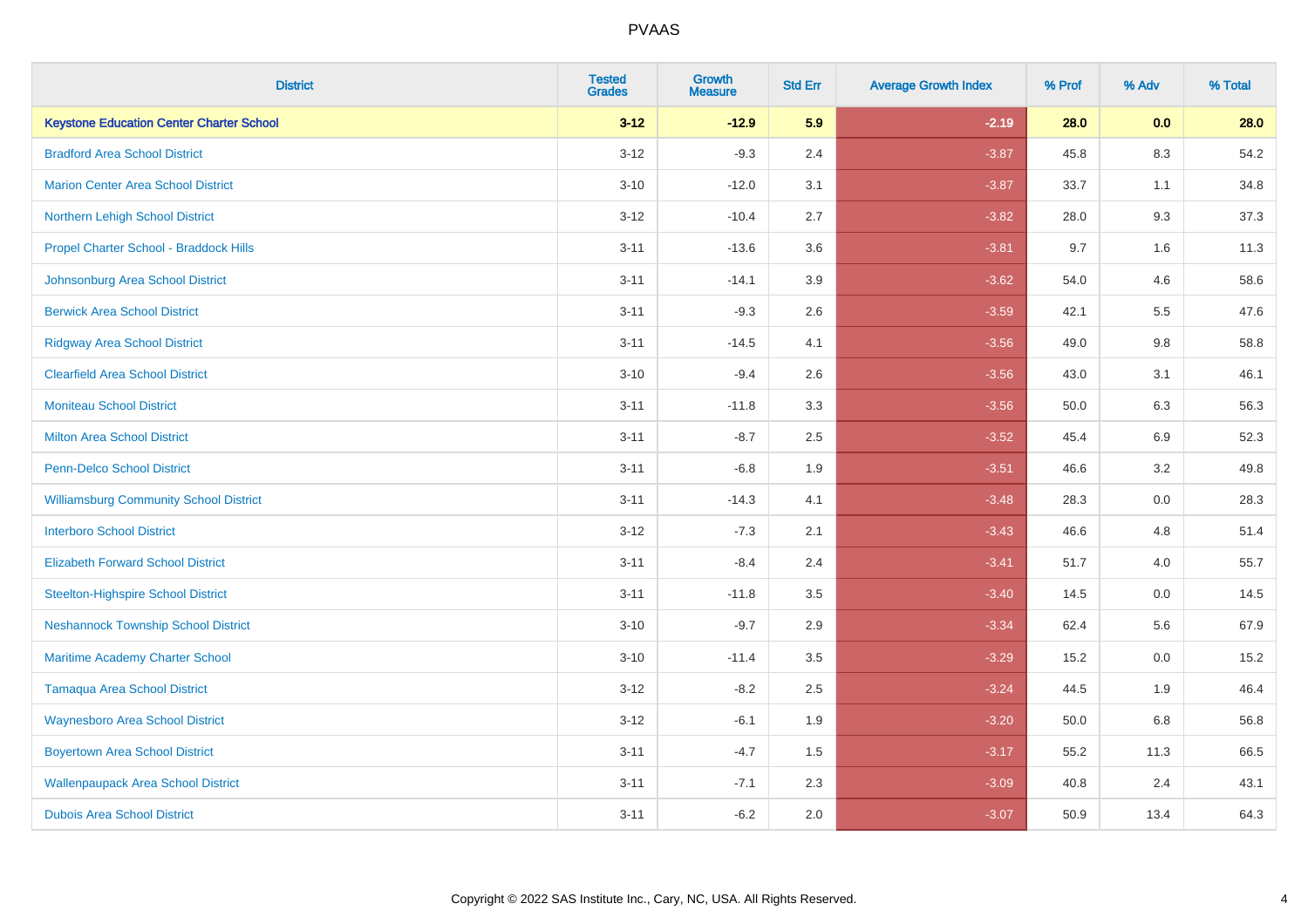| District | Tested Grades | Growth Measure | Std Err | Average Growth Index | % Prof | % Adv | % Total |
|---|---|---|---|---|---|---|---|
| **Keystone Education Center Charter School** | **3-12** | **-12.9** | **5.9** | **-2.19** | **28.0** | **0.0** | **28.0** |
| Bradford Area School District | 3-12 | -9.3 | 2.4 | -3.87 | 45.8 | 8.3 | 54.2 |
| Marion Center Area School District | 3-10 | -12.0 | 3.1 | -3.87 | 33.7 | 1.1 | 34.8 |
| Northern Lehigh School District | 3-12 | -10.4 | 2.7 | -3.82 | 28.0 | 9.3 | 37.3 |
| Propel Charter School - Braddock Hills | 3-11 | -13.6 | 3.6 | -3.81 | 9.7 | 1.6 | 11.3 |
| Johnsonburg Area School District | 3-11 | -14.1 | 3.9 | -3.62 | 54.0 | 4.6 | 58.6 |
| Berwick Area School District | 3-11 | -9.3 | 2.6 | -3.59 | 42.1 | 5.5 | 47.6 |
| Ridgway Area School District | 3-11 | -14.5 | 4.1 | -3.56 | 49.0 | 9.8 | 58.8 |
| Clearfield Area School District | 3-10 | -9.4 | 2.6 | -3.56 | 43.0 | 3.1 | 46.1 |
| Moniteau School District | 3-11 | -11.8 | 3.3 | -3.56 | 50.0 | 6.3 | 56.3 |
| Milton Area School District | 3-11 | -8.7 | 2.5 | -3.52 | 45.4 | 6.9 | 52.3 |
| Penn-Delco School District | 3-11 | -6.8 | 1.9 | -3.51 | 46.6 | 3.2 | 49.8 |
| Williamsburg Community School District | 3-11 | -14.3 | 4.1 | -3.48 | 28.3 | 0.0 | 28.3 |
| Interboro School District | 3-12 | -7.3 | 2.1 | -3.43 | 46.6 | 4.8 | 51.4 |
| Elizabeth Forward School District | 3-11 | -8.4 | 2.4 | -3.41 | 51.7 | 4.0 | 55.7 |
| Steelton-Highspire School District | 3-11 | -11.8 | 3.5 | -3.40 | 14.5 | 0.0 | 14.5 |
| Neshannock Township School District | 3-10 | -9.7 | 2.9 | -3.34 | 62.4 | 5.6 | 67.9 |
| Maritime Academy Charter School | 3-10 | -11.4 | 3.5 | -3.29 | 15.2 | 0.0 | 15.2 |
| Tamaqua Area School District | 3-12 | -8.2 | 2.5 | -3.24 | 44.5 | 1.9 | 46.4 |
| Waynesboro Area School District | 3-12 | -6.1 | 1.9 | -3.20 | 50.0 | 6.8 | 56.8 |
| Boyertown Area School District | 3-11 | -4.7 | 1.5 | -3.17 | 55.2 | 11.3 | 66.5 |
| Wallenpaupack Area School District | 3-11 | -7.1 | 2.3 | -3.09 | 40.8 | 2.4 | 43.1 |
| Dubois Area School District | 3-11 | -6.2 | 2.0 | -3.07 | 50.9 | 13.4 | 64.3 |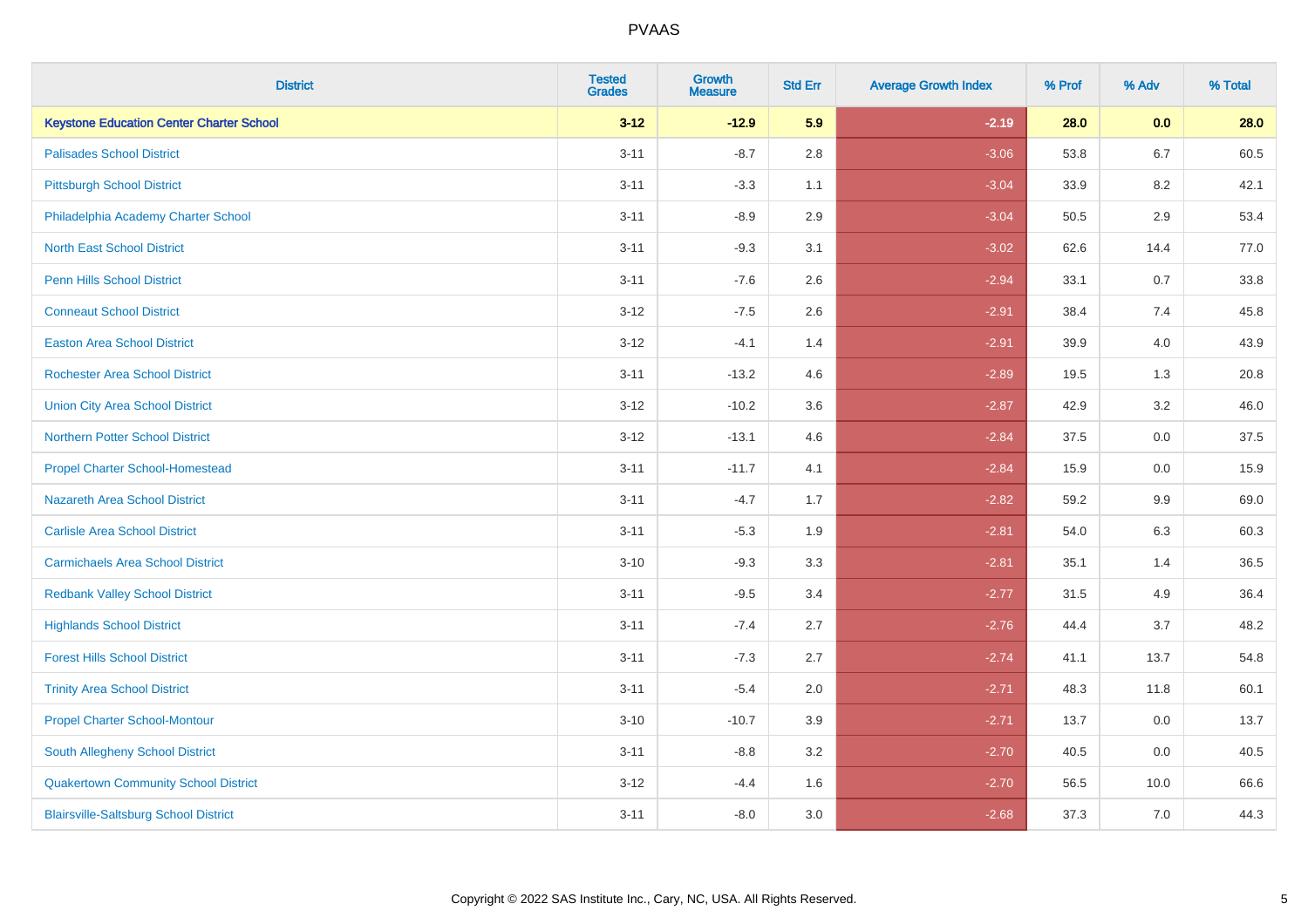| District | Tested Grades | Growth Measure | Std Err | Average Growth Index | % Prof | % Adv | % Total |
|---|---|---|---|---|---|---|---|
| **Keystone Education Center Charter School** | **3-12** | **-12.9** | **5.9** | **-2.19** | **28.0** | **0.0** | **28.0** |
| Palisades School District | 3-11 | -8.7 | 2.8 | -3.06 | 53.8 | 6.7 | 60.5 |
| Pittsburgh School District | 3-11 | -3.3 | 1.1 | -3.04 | 33.9 | 8.2 | 42.1 |
| Philadelphia Academy Charter School | 3-11 | -8.9 | 2.9 | -3.04 | 50.5 | 2.9 | 53.4 |
| North East School District | 3-11 | -9.3 | 3.1 | -3.02 | 62.6 | 14.4 | 77.0 |
| Penn Hills School District | 3-11 | -7.6 | 2.6 | -2.94 | 33.1 | 0.7 | 33.8 |
| Conneaut School District | 3-12 | -7.5 | 2.6 | -2.91 | 38.4 | 7.4 | 45.8 |
| Easton Area School District | 3-12 | -4.1 | 1.4 | -2.91 | 39.9 | 4.0 | 43.9 |
| Rochester Area School District | 3-11 | -13.2 | 4.6 | -2.89 | 19.5 | 1.3 | 20.8 |
| Union City Area School District | 3-12 | -10.2 | 3.6 | -2.87 | 42.9 | 3.2 | 46.0 |
| Northern Potter School District | 3-12 | -13.1 | 4.6 | -2.84 | 37.5 | 0.0 | 37.5 |
| Propel Charter School-Homestead | 3-11 | -11.7 | 4.1 | -2.84 | 15.9 | 0.0 | 15.9 |
| Nazareth Area School District | 3-11 | -4.7 | 1.7 | -2.82 | 59.2 | 9.9 | 69.0 |
| Carlisle Area School District | 3-11 | -5.3 | 1.9 | -2.81 | 54.0 | 6.3 | 60.3 |
| Carmichaels Area School District | 3-10 | -9.3 | 3.3 | -2.81 | 35.1 | 1.4 | 36.5 |
| Redbank Valley School District | 3-11 | -9.5 | 3.4 | -2.77 | 31.5 | 4.9 | 36.4 |
| Highlands School District | 3-11 | -7.4 | 2.7 | -2.76 | 44.4 | 3.7 | 48.2 |
| Forest Hills School District | 3-11 | -7.3 | 2.7 | -2.74 | 41.1 | 13.7 | 54.8 |
| Trinity Area School District | 3-11 | -5.4 | 2.0 | -2.71 | 48.3 | 11.8 | 60.1 |
| Propel Charter School-Montour | 3-10 | -10.7 | 3.9 | -2.71 | 13.7 | 0.0 | 13.7 |
| South Allegheny School District | 3-11 | -8.8 | 3.2 | -2.70 | 40.5 | 0.0 | 40.5 |
| Quakertown Community School District | 3-12 | -4.4 | 1.6 | -2.70 | 56.5 | 10.0 | 66.6 |
| Blairsville-Saltsburg School District | 3-11 | -8.0 | 3.0 | -2.68 | 37.3 | 7.0 | 44.3 |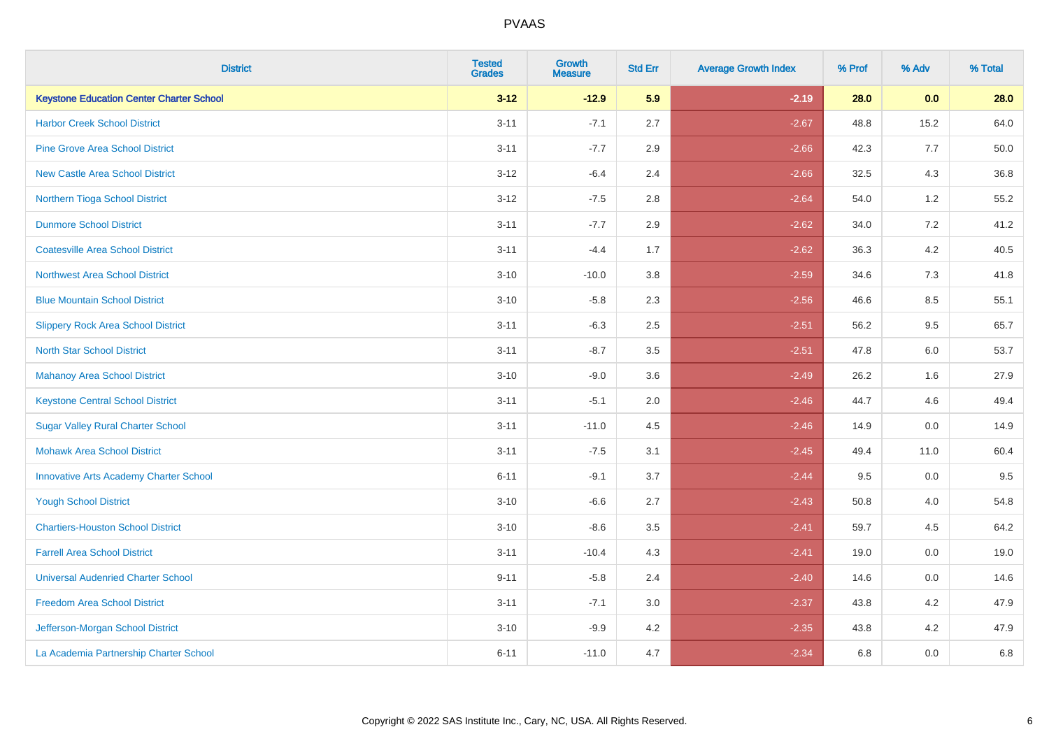# PVAAS

| District | Tested Grades | Growth Measure | Std Err | Average Growth Index | % Prof | % Adv | % Total |
|---|---|---|---|---|---|---|---|
| **Keystone Education Center Charter School** | **3-12** | **-12.9** | **5.9** | **-2.19** | **28.0** | **0.0** | **28.0** |
| Harbor Creek School District | 3-11 | -7.1 | 2.7 | -2.67 | 48.8 | 15.2 | 64.0 |
| Pine Grove Area School District | 3-11 | -7.7 | 2.9 | -2.66 | 42.3 | 7.7 | 50.0 |
| New Castle Area School District | 3-12 | -6.4 | 2.4 | -2.66 | 32.5 | 4.3 | 36.8 |
| Northern Tioga School District | 3-12 | -7.5 | 2.8 | -2.64 | 54.0 | 1.2 | 55.2 |
| Dunmore School District | 3-11 | -7.7 | 2.9 | -2.62 | 34.0 | 7.2 | 41.2 |
| Coatesville Area School District | 3-11 | -4.4 | 1.7 | -2.62 | 36.3 | 4.2 | 40.5 |
| Northwest Area School District | 3-10 | -10.0 | 3.8 | -2.59 | 34.6 | 7.3 | 41.8 |
| Blue Mountain School District | 3-10 | -5.8 | 2.3 | -2.56 | 46.6 | 8.5 | 55.1 |
| Slippery Rock Area School District | 3-11 | -6.3 | 2.5 | -2.51 | 56.2 | 9.5 | 65.7 |
| North Star School District | 3-11 | -8.7 | 3.5 | -2.51 | 47.8 | 6.0 | 53.7 |
| Mahanoy Area School District | 3-10 | -9.0 | 3.6 | -2.49 | 26.2 | 1.6 | 27.9 |
| Keystone Central School District | 3-11 | -5.1 | 2.0 | -2.46 | 44.7 | 4.6 | 49.4 |
| Sugar Valley Rural Charter School | 3-11 | -11.0 | 4.5 | -2.46 | 14.9 | 0.0 | 14.9 |
| Mohawk Area School District | 3-11 | -7.5 | 3.1 | -2.45 | 49.4 | 11.0 | 60.4 |
| Innovative Arts Academy Charter School | 6-11 | -9.1 | 3.7 | -2.44 | 9.5 | 0.0 | 9.5 |
| Yough School District | 3-10 | -6.6 | 2.7 | -2.43 | 50.8 | 4.0 | 54.8 |
| Chartiers-Houston School District | 3-10 | -8.6 | 3.5 | -2.41 | 59.7 | 4.5 | 64.2 |
| Farrell Area School District | 3-11 | -10.4 | 4.3 | -2.41 | 19.0 | 0.0 | 19.0 |
| Universal Audenried Charter School | 9-11 | -5.8 | 2.4 | -2.40 | 14.6 | 0.0 | 14.6 |
| Freedom Area School District | 3-11 | -7.1 | 3.0 | -2.37 | 43.8 | 4.2 | 47.9 |
| Jefferson-Morgan School District | 3-10 | -9.9 | 4.2 | -2.35 | 43.8 | 4.2 | 47.9 |
| La Academia Partnership Charter School | 6-11 | -11.0 | 4.7 | -2.34 | 6.8 | 0.0 | 6.8 |

Copyright © 2022 SAS Institute Inc., Cary, NC, USA. All Rights Reserved.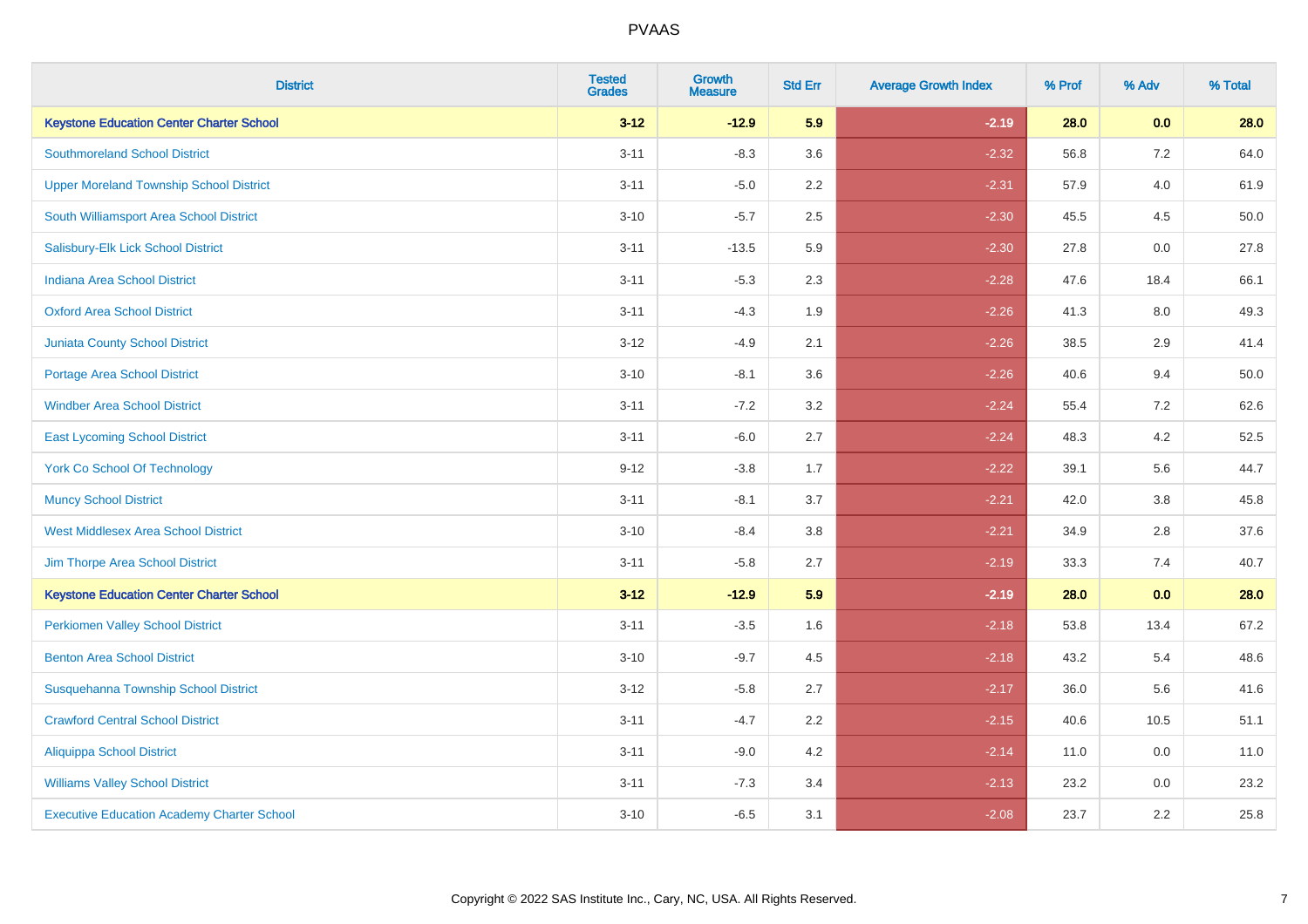| District | Tested Grades | Growth Measure | Std Err | Average Growth Index | % Prof | % Adv | % Total |
|---|---|---|---|---|---|---|---|
| **Keystone Education Center Charter School** | **3-12** | **-12.9** | **5.9** | **-2.19** | **28.0** | **0.0** | **28.0** |
| Southmoreland School District | 3-11 | -8.3 | 3.6 | -2.32 | 56.8 | 7.2 | 64.0 |
| Upper Moreland Township School District | 3-11 | -5.0 | 2.2 | -2.31 | 57.9 | 4.0 | 61.9 |
| South Williamsport Area School District | 3-10 | -5.7 | 2.5 | -2.30 | 45.5 | 4.5 | 50.0 |
| Salisbury-Elk Lick School District | 3-11 | -13.5 | 5.9 | -2.30 | 27.8 | 0.0 | 27.8 |
| Indiana Area School District | 3-11 | -5.3 | 2.3 | -2.28 | 47.6 | 18.4 | 66.1 |
| Oxford Area School District | 3-11 | -4.3 | 1.9 | -2.26 | 41.3 | 8.0 | 49.3 |
| Juniata County School District | 3-12 | -4.9 | 2.1 | -2.26 | 38.5 | 2.9 | 41.4 |
| Portage Area School District | 3-10 | -8.1 | 3.6 | -2.26 | 40.6 | 9.4 | 50.0 |
| Windber Area School District | 3-11 | -7.2 | 3.2 | -2.24 | 55.4 | 7.2 | 62.6 |
| East Lycoming School District | 3-11 | -6.0 | 2.7 | -2.24 | 48.3 | 4.2 | 52.5 |
| York Co School Of Technology | 9-12 | -3.8 | 1.7 | -2.22 | 39.1 | 5.6 | 44.7 |
| Muncy School District | 3-11 | -8.1 | 3.7 | -2.21 | 42.0 | 3.8 | 45.8 |
| West Middlesex Area School District | 3-10 | -8.4 | 3.8 | -2.21 | 34.9 | 2.8 | 37.6 |
| Jim Thorpe Area School District | 3-11 | -5.8 | 2.7 | -2.19 | 33.3 | 7.4 | 40.7 |
| **Keystone Education Center Charter School** | **3-12** | **-12.9** | **5.9** | **-2.19** | **28.0** | **0.0** | **28.0** |
| Perkiomen Valley School District | 3-11 | -3.5 | 1.6 | -2.18 | 53.8 | 13.4 | 67.2 |
| Benton Area School District | 3-10 | -9.7 | 4.5 | -2.18 | 43.2 | 5.4 | 48.6 |
| Susquehanna Township School District | 3-12 | -5.8 | 2.7 | -2.17 | 36.0 | 5.6 | 41.6 |
| Crawford Central School District | 3-11 | -4.7 | 2.2 | -2.15 | 40.6 | 10.5 | 51.1 |
| Aliquippa School District | 3-11 | -9.0 | 4.2 | -2.14 | 11.0 | 0.0 | 11.0 |
| Williams Valley School District | 3-11 | -7.3 | 3.4 | -2.13 | 23.2 | 0.0 | 23.2 |
| Executive Education Academy Charter School | 3-10 | -6.5 | 3.1 | -2.08 | 23.7 | 2.2 | 25.8 |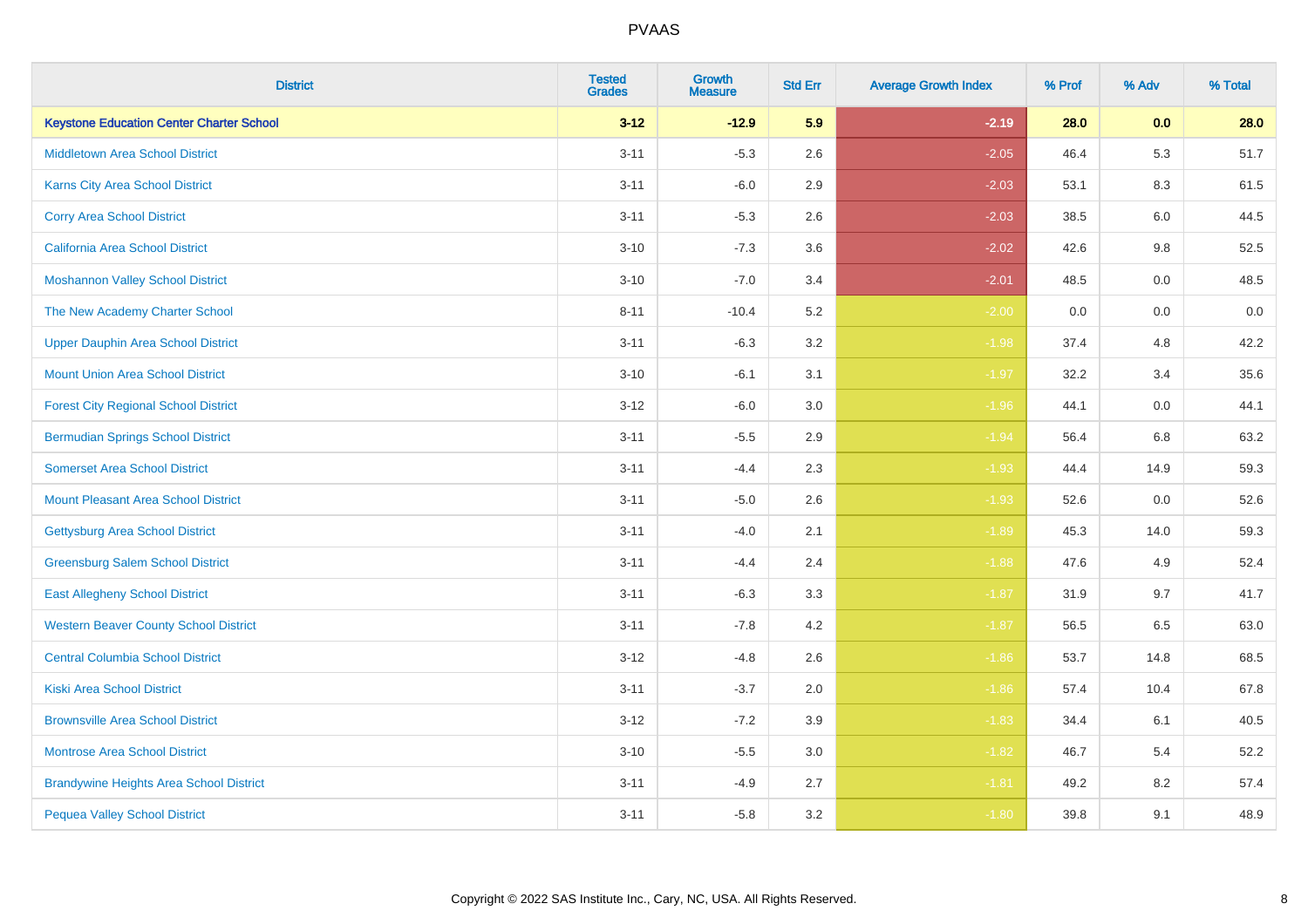# PVAAS

| District | Tested Grades | Growth Measure | Std Err | Average Growth Index | % Prof | % Adv | % Total |
|---|---|---|---|---|---|---|---|
| **Keystone Education Center Charter School** | **3-12** | **-12.9** | **5.9** | **-2.19** | **28.0** | **0.0** | **28.0** |
| Middletown Area School District | 3-11 | -5.3 | 2.6 | -2.05 | 46.4 | 5.3 | 51.7 |
| Karns City Area School District | 3-11 | -6.0 | 2.9 | -2.03 | 53.1 | 8.3 | 61.5 |
| Corry Area School District | 3-11 | -5.3 | 2.6 | -2.03 | 38.5 | 6.0 | 44.5 |
| California Area School District | 3-10 | -7.3 | 3.6 | -2.02 | 42.6 | 9.8 | 52.5 |
| Moshannon Valley School District | 3-10 | -7.0 | 3.4 | -2.01 | 48.5 | 0.0 | 48.5 |
| The New Academy Charter School | 8-11 | -10.4 | 5.2 | -2.00 | 0.0 | 0.0 | 0.0 |
| Upper Dauphin Area School District | 3-11 | -6.3 | 3.2 | -1.98 | 37.4 | 4.8 | 42.2 |
| Mount Union Area School District | 3-10 | -6.1 | 3.1 | -1.97 | 32.2 | 3.4 | 35.6 |
| Forest City Regional School District | 3-12 | -6.0 | 3.0 | -1.96 | 44.1 | 0.0 | 44.1 |
| Bermudian Springs School District | 3-11 | -5.5 | 2.9 | -1.94 | 56.4 | 6.8 | 63.2 |
| Somerset Area School District | 3-11 | -4.4 | 2.3 | -1.93 | 44.4 | 14.9 | 59.3 |
| Mount Pleasant Area School District | 3-11 | -5.0 | 2.6 | -1.93 | 52.6 | 0.0 | 52.6 |
| Gettysburg Area School District | 3-11 | -4.0 | 2.1 | -1.89 | 45.3 | 14.0 | 59.3 |
| Greensburg Salem School District | 3-11 | -4.4 | 2.4 | -1.88 | 47.6 | 4.9 | 52.4 |
| East Allegheny School District | 3-11 | -6.3 | 3.3 | -1.87 | 31.9 | 9.7 | 41.7 |
| Western Beaver County School District | 3-11 | -7.8 | 4.2 | -1.87 | 56.5 | 6.5 | 63.0 |
| Central Columbia School District | 3-12 | -4.8 | 2.6 | -1.86 | 53.7 | 14.8 | 68.5 |
| Kiski Area School District | 3-11 | -3.7 | 2.0 | -1.86 | 57.4 | 10.4 | 67.8 |
| Brownsville Area School District | 3-12 | -7.2 | 3.9 | -1.83 | 34.4 | 6.1 | 40.5 |
| Montrose Area School District | 3-10 | -5.5 | 3.0 | -1.82 | 46.7 | 5.4 | 52.2 |
| Brandywine Heights Area School District | 3-11 | -4.9 | 2.7 | -1.81 | 49.2 | 8.2 | 57.4 |
| Pequea Valley School District | 3-11 | -5.8 | 3.2 | -1.80 | 39.8 | 9.1 | 48.9 |

Copyright © 2022 SAS Institute Inc., Cary, NC, USA. All Rights Reserved.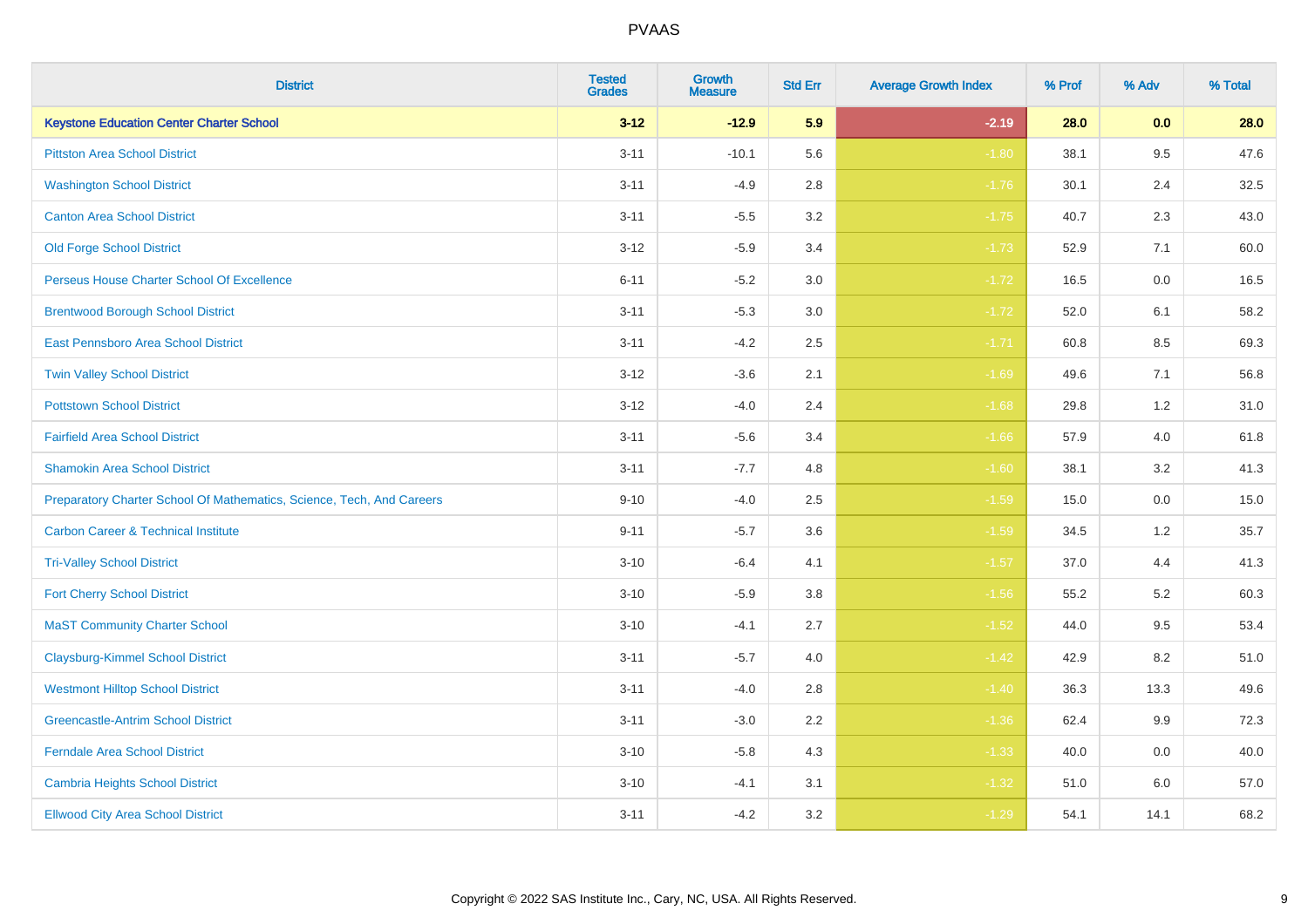# PVAAS

| District | Tested Grades | Growth Measure | Std Err | Average Growth Index | % Prof | % Adv | % Total |
|---|---|---|---|---|---|---|---|
| **Keystone Education Center Charter School** | **3-12** | **-12.9** | **5.9** | **-2.19** | **28.0** | **0.0** | **28.0** |
| Pittston Area School District | 3-11 | -10.1 | 5.6 | -1.80 | 38.1 | 9.5 | 47.6 |
| Washington School District | 3-11 | -4.9 | 2.8 | -1.76 | 30.1 | 2.4 | 32.5 |
| Canton Area School District | 3-11 | -5.5 | 3.2 | -1.75 | 40.7 | 2.3 | 43.0 |
| Old Forge School District | 3-12 | -5.9 | 3.4 | -1.73 | 52.9 | 7.1 | 60.0 |
| Perseus House Charter School Of Excellence | 6-11 | -5.2 | 3.0 | -1.72 | 16.5 | 0.0 | 16.5 |
| Brentwood Borough School District | 3-11 | -5.3 | 3.0 | -1.72 | 52.0 | 6.1 | 58.2 |
| East Pennsboro Area School District | 3-11 | -4.2 | 2.5 | -1.71 | 60.8 | 8.5 | 69.3 |
| Twin Valley School District | 3-12 | -3.6 | 2.1 | -1.69 | 49.6 | 7.1 | 56.8 |
| Pottstown School District | 3-12 | -4.0 | 2.4 | -1.68 | 29.8 | 1.2 | 31.0 |
| Fairfield Area School District | 3-11 | -5.6 | 3.4 | -1.66 | 57.9 | 4.0 | 61.8 |
| Shamokin Area School District | 3-11 | -7.7 | 4.8 | -1.60 | 38.1 | 3.2 | 41.3 |
| Preparatory Charter School Of Mathematics, Science, Tech, And Careers | 9-10 | -4.0 | 2.5 | -1.59 | 15.0 | 0.0 | 15.0 |
| Carbon Career & Technical Institute | 9-11 | -5.7 | 3.6 | -1.59 | 34.5 | 1.2 | 35.7 |
| Tri-Valley School District | 3-10 | -6.4 | 4.1 | -1.57 | 37.0 | 4.4 | 41.3 |
| Fort Cherry School District | 3-10 | -5.9 | 3.8 | -1.56 | 55.2 | 5.2 | 60.3 |
| MaST Community Charter School | 3-10 | -4.1 | 2.7 | -1.52 | 44.0 | 9.5 | 53.4 |
| Claysburg-Kimmel School District | 3-11 | -5.7 | 4.0 | -1.42 | 42.9 | 8.2 | 51.0 |
| Westmont Hilltop School District | 3-11 | -4.0 | 2.8 | -1.40 | 36.3 | 13.3 | 49.6 |
| Greencastle-Antrim School District | 3-11 | -3.0 | 2.2 | -1.36 | 62.4 | 9.9 | 72.3 |
| Ferndale Area School District | 3-10 | -5.8 | 4.3 | -1.33 | 40.0 | 0.0 | 40.0 |
| Cambria Heights School District | 3-10 | -4.1 | 3.1 | -1.32 | 51.0 | 6.0 | 57.0 |
| Ellwood City Area School District | 3-11 | -4.2 | 3.2 | -1.29 | 54.1 | 14.1 | 68.2 |

Copyright © 2022 SAS Institute Inc., Cary, NC, USA. All Rights Reserved.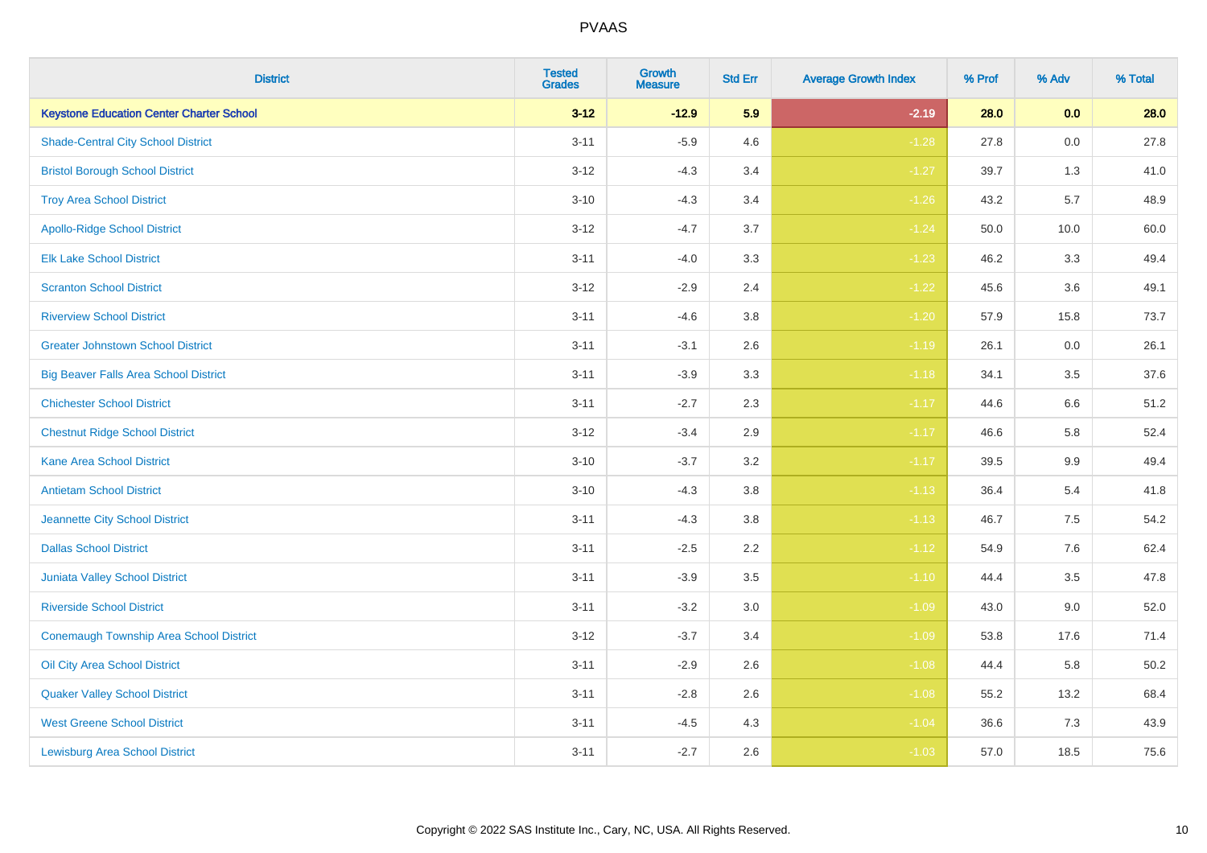| District | Tested Grades | Growth Measure | Std Err | Average Growth Index | % Prof | % Adv | % Total |
|---|---|---|---|---|---|---|---|
| **Keystone Education Center Charter School** | **3-12** | **-12.9** | **5.9** | **-2.19** | **28.0** | **0.0** | **28.0** |
| Shade-Central City School District | 3-11 | -5.9 | 4.6 | -1.28 | 27.8 | 0.0 | 27.8 |
| Bristol Borough School District | 3-12 | -4.3 | 3.4 | -1.27 | 39.7 | 1.3 | 41.0 |
| Troy Area School District | 3-10 | -4.3 | 3.4 | -1.26 | 43.2 | 5.7 | 48.9 |
| Apollo-Ridge School District | 3-12 | -4.7 | 3.7 | -1.24 | 50.0 | 10.0 | 60.0 |
| Elk Lake School District | 3-11 | -4.0 | 3.3 | -1.23 | 46.2 | 3.3 | 49.4 |
| Scranton School District | 3-12 | -2.9 | 2.4 | -1.22 | 45.6 | 3.6 | 49.1 |
| Riverview School District | 3-11 | -4.6 | 3.8 | -1.20 | 57.9 | 15.8 | 73.7 |
| Greater Johnstown School District | 3-11 | -3.1 | 2.6 | -1.19 | 26.1 | 0.0 | 26.1 |
| Big Beaver Falls Area School District | 3-11 | -3.9 | 3.3 | -1.18 | 34.1 | 3.5 | 37.6 |
| Chichester School District | 3-11 | -2.7 | 2.3 | -1.17 | 44.6 | 6.6 | 51.2 |
| Chestnut Ridge School District | 3-12 | -3.4 | 2.9 | -1.17 | 46.6 | 5.8 | 52.4 |
| Kane Area School District | 3-10 | -3.7 | 3.2 | -1.17 | 39.5 | 9.9 | 49.4 |
| Antietam School District | 3-10 | -4.3 | 3.8 | -1.13 | 36.4 | 5.4 | 41.8 |
| Jeannette City School District | 3-11 | -4.3 | 3.8 | -1.13 | 46.7 | 7.5 | 54.2 |
| Dallas School District | 3-11 | -2.5 | 2.2 | -1.12 | 54.9 | 7.6 | 62.4 |
| Juniata Valley School District | 3-11 | -3.9 | 3.5 | -1.10 | 44.4 | 3.5 | 47.8 |
| Riverside School District | 3-11 | -3.2 | 3.0 | -1.09 | 43.0 | 9.0 | 52.0 |
| Conemaugh Township Area School District | 3-12 | -3.7 | 3.4 | -1.09 | 53.8 | 17.6 | 71.4 |
| Oil City Area School District | 3-11 | -2.9 | 2.6 | -1.08 | 44.4 | 5.8 | 50.2 |
| Quaker Valley School District | 3-11 | -2.8 | 2.6 | -1.08 | 55.2 | 13.2 | 68.4 |
| West Greene School District | 3-11 | -4.5 | 4.3 | -1.04 | 36.6 | 7.3 | 43.9 |
| Lewisburg Area School District | 3-11 | -2.7 | 2.6 | -1.03 | 57.0 | 18.5 | 75.6 |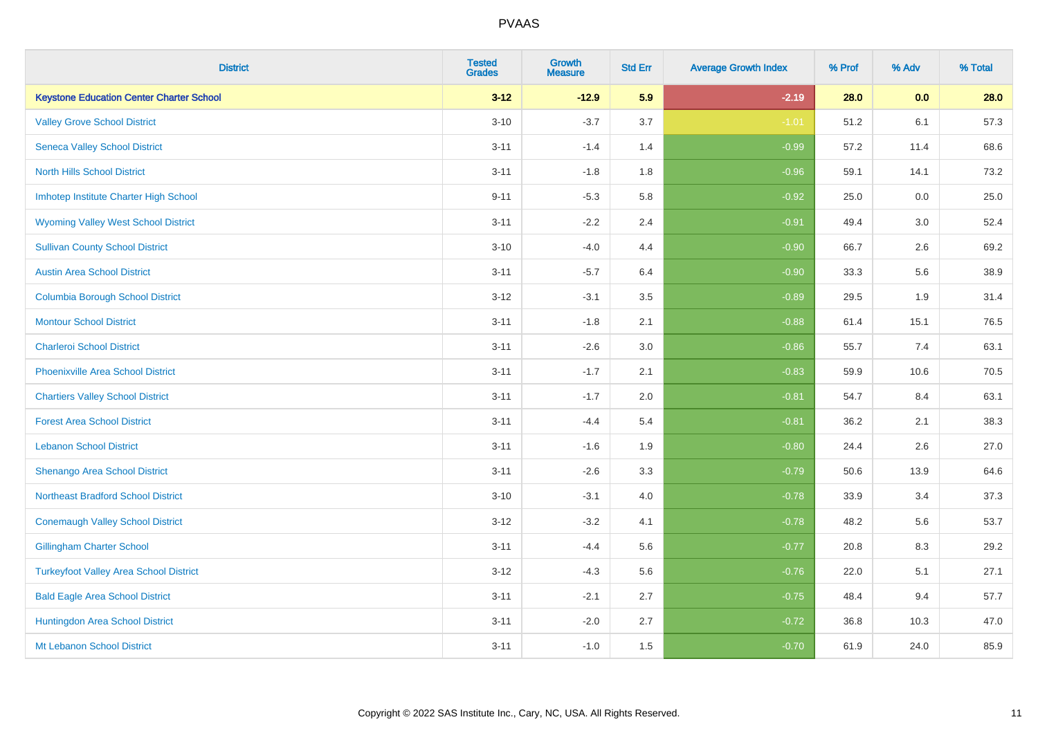# PVAAS

| District | Tested Grades | Growth Measure | Std Err | Average Growth Index | % Prof | % Adv | % Total |
|---|---|---|---|---|---|---|---|
| **Keystone Education Center Charter School** | **3-12** | **-12.9** | **5.9** | **-2.19** | **28.0** | **0.0** | **28.0** |
| Valley Grove School District | 3-10 | -3.7 | 3.7 | -1.01 | 51.2 | 6.1 | 57.3 |
| Seneca Valley School District | 3-11 | -1.4 | 1.4 | -0.99 | 57.2 | 11.4 | 68.6 |
| North Hills School District | 3-11 | -1.8 | 1.8 | -0.96 | 59.1 | 14.1 | 73.2 |
| Imhotep Institute Charter High School | 9-11 | -5.3 | 5.8 | -0.92 | 25.0 | 0.0 | 25.0 |
| Wyoming Valley West School District | 3-11 | -2.2 | 2.4 | -0.91 | 49.4 | 3.0 | 52.4 |
| Sullivan County School District | 3-10 | -4.0 | 4.4 | -0.90 | 66.7 | 2.6 | 69.2 |
| Austin Area School District | 3-11 | -5.7 | 6.4 | -0.90 | 33.3 | 5.6 | 38.9 |
| Columbia Borough School District | 3-12 | -3.1 | 3.5 | -0.89 | 29.5 | 1.9 | 31.4 |
| Montour School District | 3-11 | -1.8 | 2.1 | -0.88 | 61.4 | 15.1 | 76.5 |
| Charleroi School District | 3-11 | -2.6 | 3.0 | -0.86 | 55.7 | 7.4 | 63.1 |
| Phoenixville Area School District | 3-11 | -1.7 | 2.1 | -0.83 | 59.9 | 10.6 | 70.5 |
| Chartiers Valley School District | 3-11 | -1.7 | 2.0 | -0.81 | 54.7 | 8.4 | 63.1 |
| Forest Area School District | 3-11 | -4.4 | 5.4 | -0.81 | 36.2 | 2.1 | 38.3 |
| Lebanon School District | 3-11 | -1.6 | 1.9 | -0.80 | 24.4 | 2.6 | 27.0 |
| Shenango Area School District | 3-11 | -2.6 | 3.3 | -0.79 | 50.6 | 13.9 | 64.6 |
| Northeast Bradford School District | 3-10 | -3.1 | 4.0 | -0.78 | 33.9 | 3.4 | 37.3 |
| Conemaugh Valley School District | 3-12 | -3.2 | 4.1 | -0.78 | 48.2 | 5.6 | 53.7 |
| Gillingham Charter School | 3-11 | -4.4 | 5.6 | -0.77 | 20.8 | 8.3 | 29.2 |
| Turkeyfoot Valley Area School District | 3-12 | -4.3 | 5.6 | -0.76 | 22.0 | 5.1 | 27.1 |
| Bald Eagle Area School District | 3-11 | -2.1 | 2.7 | -0.75 | 48.4 | 9.4 | 57.7 |
| Huntingdon Area School District | 3-11 | -2.0 | 2.7 | -0.72 | 36.8 | 10.3 | 47.0 |
| Mt Lebanon School District | 3-11 | -1.0 | 1.5 | -0.70 | 61.9 | 24.0 | 85.9 |

Copyright © 2022 SAS Institute Inc., Cary, NC, USA. All Rights Reserved.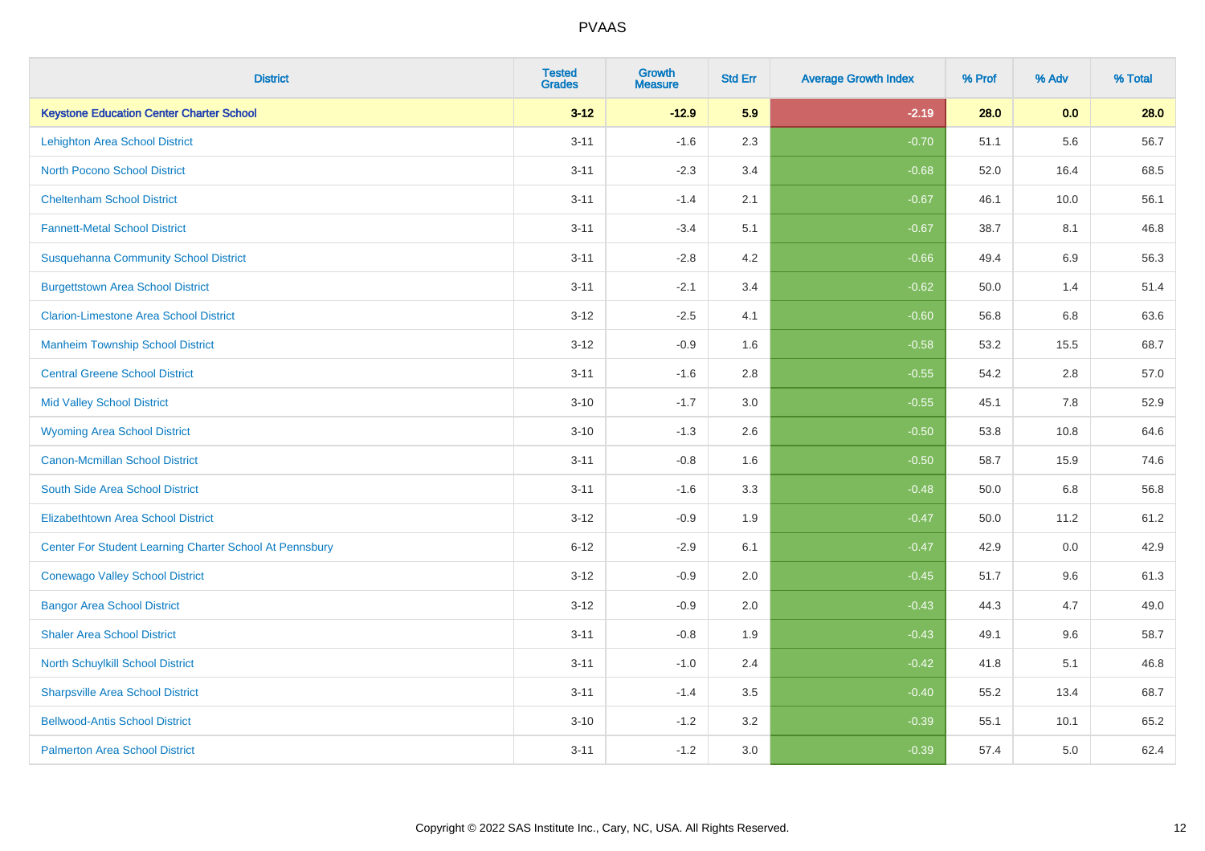# PVAAS

| District | Tested Grades | Growth Measure | Std Err | Average Growth Index | % Prof | % Adv | % Total |
|---|---|---|---|---|---|---|---|
| **Keystone Education Center Charter School** | **3-12** | **-12.9** | **5.9** | **-2.19** | **28.0** | **0.0** | **28.0** |
| Lehighton Area School District | 3-11 | -1.6 | 2.3 | -0.70 | 51.1 | 5.6 | 56.7 |
| North Pocono School District | 3-11 | -2.3 | 3.4 | -0.68 | 52.0 | 16.4 | 68.5 |
| Cheltenham School District | 3-11 | -1.4 | 2.1 | -0.67 | 46.1 | 10.0 | 56.1 |
| Fannett-Metal School District | 3-11 | -3.4 | 5.1 | -0.67 | 38.7 | 8.1 | 46.8 |
| Susquehanna Community School District | 3-11 | -2.8 | 4.2 | -0.66 | 49.4 | 6.9 | 56.3 |
| Burgettstown Area School District | 3-11 | -2.1 | 3.4 | -0.62 | 50.0 | 1.4 | 51.4 |
| Clarion-Limestone Area School District | 3-12 | -2.5 | 4.1 | -0.60 | 56.8 | 6.8 | 63.6 |
| Manheim Township School District | 3-12 | -0.9 | 1.6 | -0.58 | 53.2 | 15.5 | 68.7 |
| Central Greene School District | 3-11 | -1.6 | 2.8 | -0.55 | 54.2 | 2.8 | 57.0 |
| Mid Valley School District | 3-10 | -1.7 | 3.0 | -0.55 | 45.1 | 7.8 | 52.9 |
| Wyoming Area School District | 3-10 | -1.3 | 2.6 | -0.50 | 53.8 | 10.8 | 64.6 |
| Canon-Mcmillan School District | 3-11 | -0.8 | 1.6 | -0.50 | 58.7 | 15.9 | 74.6 |
| South Side Area School District | 3-11 | -1.6 | 3.3 | -0.48 | 50.0 | 6.8 | 56.8 |
| Elizabethtown Area School District | 3-12 | -0.9 | 1.9 | -0.47 | 50.0 | 11.2 | 61.2 |
| Center For Student Learning Charter School At Pennsbury | 6-12 | -2.9 | 6.1 | -0.47 | 42.9 | 0.0 | 42.9 |
| Conewago Valley School District | 3-12 | -0.9 | 2.0 | -0.45 | 51.7 | 9.6 | 61.3 |
| Bangor Area School District | 3-12 | -0.9 | 2.0 | -0.43 | 44.3 | 4.7 | 49.0 |
| Shaler Area School District | 3-11 | -0.8 | 1.9 | -0.43 | 49.1 | 9.6 | 58.7 |
| North Schuylkill School District | 3-11 | -1.0 | 2.4 | -0.42 | 41.8 | 5.1 | 46.8 |
| Sharpsville Area School District | 3-11 | -1.4 | 3.5 | -0.40 | 55.2 | 13.4 | 68.7 |
| Bellwood-Antis School District | 3-10 | -1.2 | 3.2 | -0.39 | 55.1 | 10.1 | 65.2 |
| Palmerton Area School District | 3-11 | -1.2 | 3.0 | -0.39 | 57.4 | 5.0 | 62.4 |

Copyright © 2022 SAS Institute Inc., Cary, NC, USA. All Rights Reserved.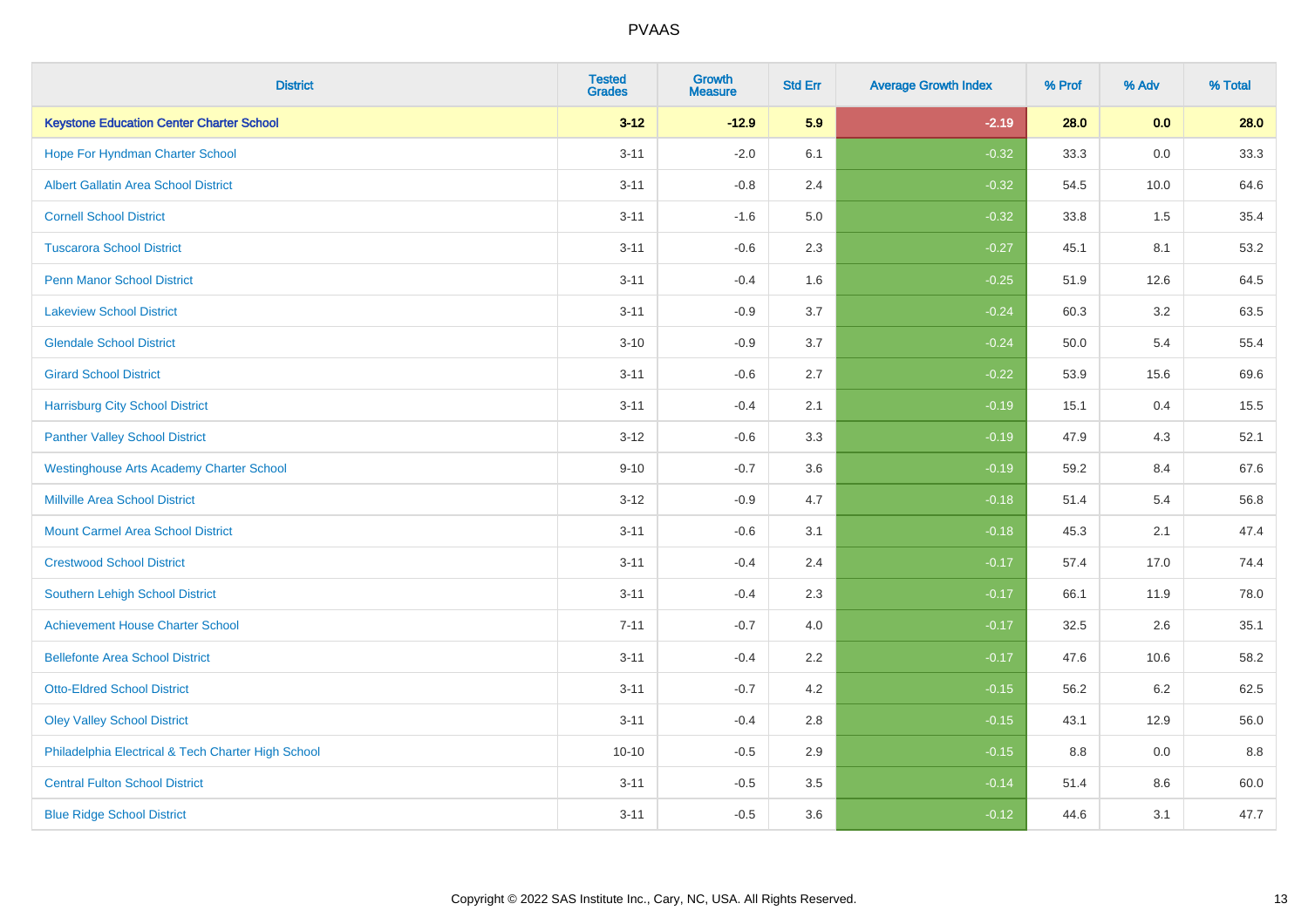# PVAAS

| District | Tested Grades | Growth Measure | Std Err | Average Growth Index | % Prof | % Adv | % Total |
|---|---|---|---|---|---|---|---|
| **Keystone Education Center Charter School** | **3-12** | **-12.9** | **5.9** | **-2.19** | **28.0** | **0.0** | **28.0** |
| Hope For Hyndman Charter School | 3-11 | -2.0 | 6.1 | -0.32 | 33.3 | 0.0 | 33.3 |
| Albert Gallatin Area School District | 3-11 | -0.8 | 2.4 | -0.32 | 54.5 | 10.0 | 64.6 |
| Cornell School District | 3-11 | -1.6 | 5.0 | -0.32 | 33.8 | 1.5 | 35.4 |
| Tuscarora School District | 3-11 | -0.6 | 2.3 | -0.27 | 45.1 | 8.1 | 53.2 |
| Penn Manor School District | 3-11 | -0.4 | 1.6 | -0.25 | 51.9 | 12.6 | 64.5 |
| Lakeview School District | 3-11 | -0.9 | 3.7 | -0.24 | 60.3 | 3.2 | 63.5 |
| Glendale School District | 3-10 | -0.9 | 3.7 | -0.24 | 50.0 | 5.4 | 55.4 |
| Girard School District | 3-11 | -0.6 | 2.7 | -0.22 | 53.9 | 15.6 | 69.6 |
| Harrisburg City School District | 3-11 | -0.4 | 2.1 | -0.19 | 15.1 | 0.4 | 15.5 |
| Panther Valley School District | 3-12 | -0.6 | 3.3 | -0.19 | 47.9 | 4.3 | 52.1 |
| Westinghouse Arts Academy Charter School | 9-10 | -0.7 | 3.6 | -0.19 | 59.2 | 8.4 | 67.6 |
| Millville Area School District | 3-12 | -0.9 | 4.7 | -0.18 | 51.4 | 5.4 | 56.8 |
| Mount Carmel Area School District | 3-11 | -0.6 | 3.1 | -0.18 | 45.3 | 2.1 | 47.4 |
| Crestwood School District | 3-11 | -0.4 | 2.4 | -0.17 | 57.4 | 17.0 | 74.4 |
| Southern Lehigh School District | 3-11 | -0.4 | 2.3 | -0.17 | 66.1 | 11.9 | 78.0 |
| Achievement House Charter School | 7-11 | -0.7 | 4.0 | -0.17 | 32.5 | 2.6 | 35.1 |
| Bellefonte Area School District | 3-11 | -0.4 | 2.2 | -0.17 | 47.6 | 10.6 | 58.2 |
| Otto-Eldred School District | 3-11 | -0.7 | 4.2 | -0.15 | 56.2 | 6.2 | 62.5 |
| Oley Valley School District | 3-11 | -0.4 | 2.8 | -0.15 | 43.1 | 12.9 | 56.0 |
| Philadelphia Electrical & Tech Charter High School | 10-10 | -0.5 | 2.9 | -0.15 | 8.8 | 0.0 | 8.8 |
| Central Fulton School District | 3-11 | -0.5 | 3.5 | -0.14 | 51.4 | 8.6 | 60.0 |
| Blue Ridge School District | 3-11 | -0.5 | 3.6 | -0.12 | 44.6 | 3.1 | 47.7 |

Copyright © 2022 SAS Institute Inc., Cary, NC, USA. All Rights Reserved.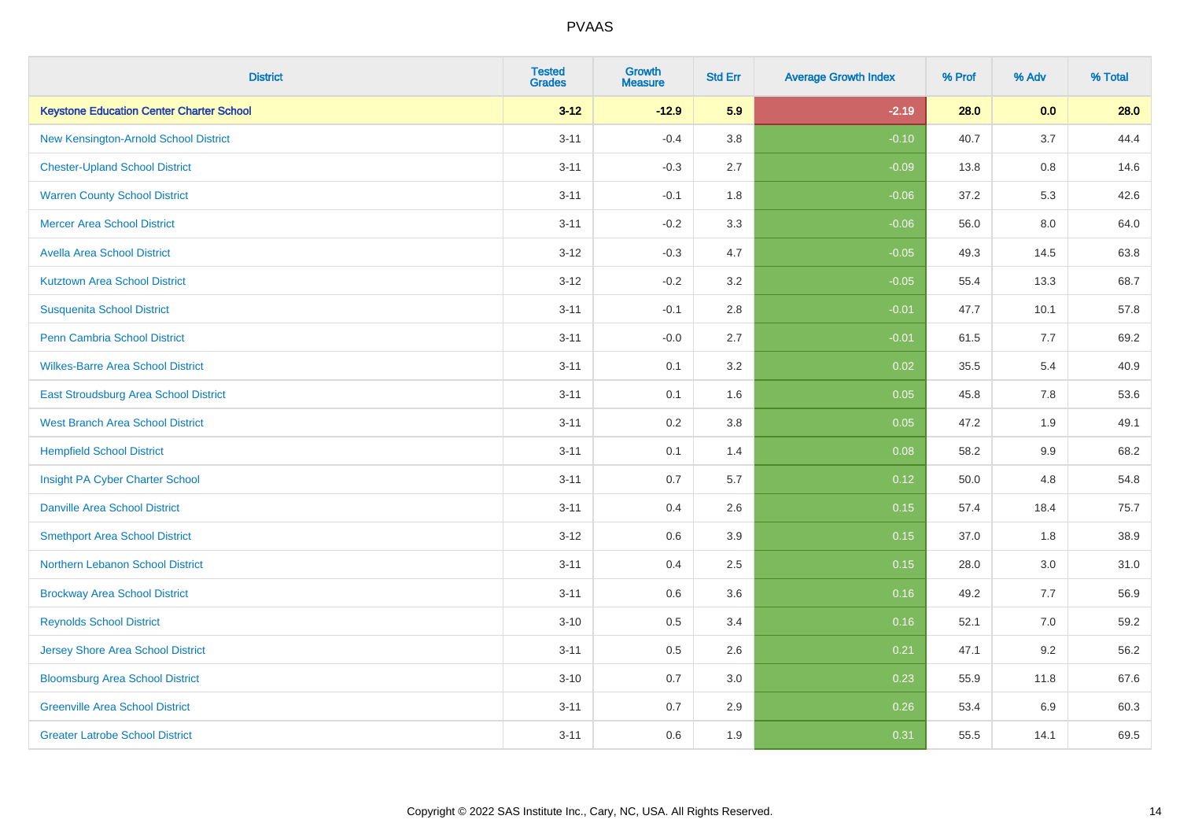# PVAAS

| District | Tested Grades | Growth Measure | Std Err | Average Growth Index | % Prof | % Adv | % Total |
|---|---|---|---|---|---|---|---|
| **Keystone Education Center Charter School** | **3-12** | **-12.9** | **5.9** | **-2.19** | **28.0** | **0.0** | **28.0** |
| New Kensington-Arnold School District | 3-11 | -0.4 | 3.8 | -0.10 | 40.7 | 3.7 | 44.4 |
| Chester-Upland School District | 3-11 | -0.3 | 2.7 | -0.09 | 13.8 | 0.8 | 14.6 |
| Warren County School District | 3-11 | -0.1 | 1.8 | -0.06 | 37.2 | 5.3 | 42.6 |
| Mercer Area School District | 3-11 | -0.2 | 3.3 | -0.06 | 56.0 | 8.0 | 64.0 |
| Avella Area School District | 3-12 | -0.3 | 4.7 | -0.05 | 49.3 | 14.5 | 63.8 |
| Kutztown Area School District | 3-12 | -0.2 | 3.2 | -0.05 | 55.4 | 13.3 | 68.7 |
| Susquenita School District | 3-11 | -0.1 | 2.8 | -0.01 | 47.7 | 10.1 | 57.8 |
| Penn Cambria School District | 3-11 | -0.0 | 2.7 | -0.01 | 61.5 | 7.7 | 69.2 |
| Wilkes-Barre Area School District | 3-11 | 0.1 | 3.2 | 0.02 | 35.5 | 5.4 | 40.9 |
| East Stroudsburg Area School District | 3-11 | 0.1 | 1.6 | 0.05 | 45.8 | 7.8 | 53.6 |
| West Branch Area School District | 3-11 | 0.2 | 3.8 | 0.05 | 47.2 | 1.9 | 49.1 |
| Hempfield School District | 3-11 | 0.1 | 1.4 | 0.08 | 58.2 | 9.9 | 68.2 |
| Insight PA Cyber Charter School | 3-11 | 0.7 | 5.7 | 0.12 | 50.0 | 4.8 | 54.8 |
| Danville Area School District | 3-11 | 0.4 | 2.6 | 0.15 | 57.4 | 18.4 | 75.7 |
| Smethport Area School District | 3-12 | 0.6 | 3.9 | 0.15 | 37.0 | 1.8 | 38.9 |
| Northern Lebanon School District | 3-11 | 0.4 | 2.5 | 0.15 | 28.0 | 3.0 | 31.0 |
| Brockway Area School District | 3-11 | 0.6 | 3.6 | 0.16 | 49.2 | 7.7 | 56.9 |
| Reynolds School District | 3-10 | 0.5 | 3.4 | 0.16 | 52.1 | 7.0 | 59.2 |
| Jersey Shore Area School District | 3-11 | 0.5 | 2.6 | 0.21 | 47.1 | 9.2 | 56.2 |
| Bloomsburg Area School District | 3-10 | 0.7 | 3.0 | 0.23 | 55.9 | 11.8 | 67.6 |
| Greenville Area School District | 3-11 | 0.7 | 2.9 | 0.26 | 53.4 | 6.9 | 60.3 |
| Greater Latrobe School District | 3-11 | 0.6 | 1.9 | 0.31 | 55.5 | 14.1 | 69.5 |

Copyright © 2022 SAS Institute Inc., Cary, NC, USA. All Rights Reserved.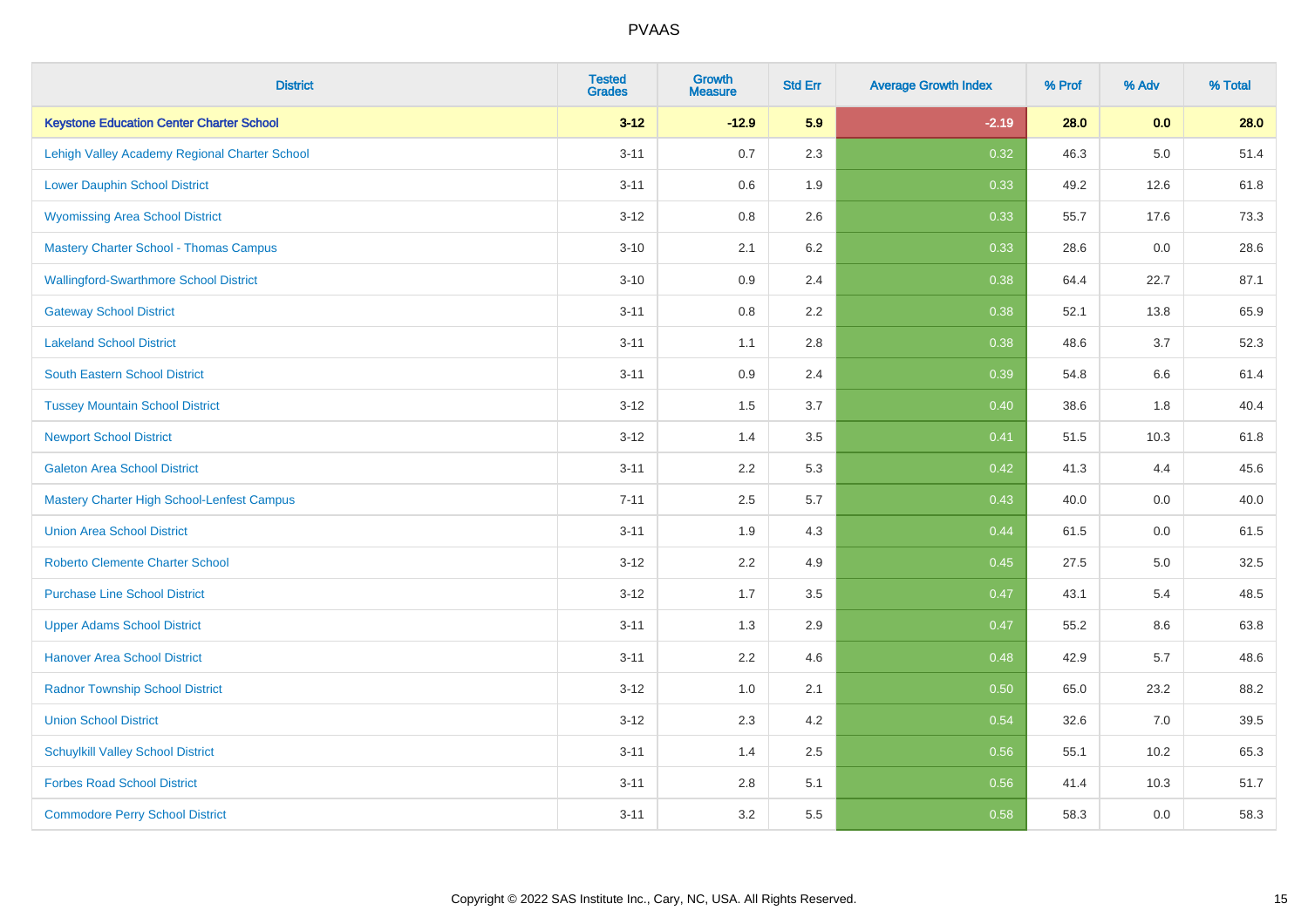# PVAAS

| District | Tested Grades | Growth Measure | Std Err | Average Growth Index | % Prof | % Adv | % Total |
|---|---|---|---|---|---|---|---|
| **Keystone Education Center Charter School** | **3-12** | **-12.9** | **5.9** | **-2.19** | **28.0** | **0.0** | **28.0** |
| Lehigh Valley Academy Regional Charter School | 3-11 | 0.7 | 2.3 | 0.32 | 46.3 | 5.0 | 51.4 |
| Lower Dauphin School District | 3-11 | 0.6 | 1.9 | 0.33 | 49.2 | 12.6 | 61.8 |
| Wyomissing Area School District | 3-12 | 0.8 | 2.6 | 0.33 | 55.7 | 17.6 | 73.3 |
| Mastery Charter School - Thomas Campus | 3-10 | 2.1 | 6.2 | 0.33 | 28.6 | 0.0 | 28.6 |
| Wallingford-Swarthmore School District | 3-10 | 0.9 | 2.4 | 0.38 | 64.4 | 22.7 | 87.1 |
| Gateway School District | 3-11 | 0.8 | 2.2 | 0.38 | 52.1 | 13.8 | 65.9 |
| Lakeland School District | 3-11 | 1.1 | 2.8 | 0.38 | 48.6 | 3.7 | 52.3 |
| South Eastern School District | 3-11 | 0.9 | 2.4 | 0.39 | 54.8 | 6.6 | 61.4 |
| Tussey Mountain School District | 3-12 | 1.5 | 3.7 | 0.40 | 38.6 | 1.8 | 40.4 |
| Newport School District | 3-12 | 1.4 | 3.5 | 0.41 | 51.5 | 10.3 | 61.8 |
| Galeton Area School District | 3-11 | 2.2 | 5.3 | 0.42 | 41.3 | 4.4 | 45.6 |
| Mastery Charter High School-Lenfest Campus | 7-11 | 2.5 | 5.7 | 0.43 | 40.0 | 0.0 | 40.0 |
| Union Area School District | 3-11 | 1.9 | 4.3 | 0.44 | 61.5 | 0.0 | 61.5 |
| Roberto Clemente Charter School | 3-12 | 2.2 | 4.9 | 0.45 | 27.5 | 5.0 | 32.5 |
| Purchase Line School District | 3-12 | 1.7 | 3.5 | 0.47 | 43.1 | 5.4 | 48.5 |
| Upper Adams School District | 3-11 | 1.3 | 2.9 | 0.47 | 55.2 | 8.6 | 63.8 |
| Hanover Area School District | 3-11 | 2.2 | 4.6 | 0.48 | 42.9 | 5.7 | 48.6 |
| Radnor Township School District | 3-12 | 1.0 | 2.1 | 0.50 | 65.0 | 23.2 | 88.2 |
| Union School District | 3-12 | 2.3 | 4.2 | 0.54 | 32.6 | 7.0 | 39.5 |
| Schuylkill Valley School District | 3-11 | 1.4 | 2.5 | 0.56 | 55.1 | 10.2 | 65.3 |
| Forbes Road School District | 3-11 | 2.8 | 5.1 | 0.56 | 41.4 | 10.3 | 51.7 |
| Commodore Perry School District | 3-11 | 3.2 | 5.5 | 0.58 | 58.3 | 0.0 | 58.3 |

Copyright © 2022 SAS Institute Inc., Cary, NC, USA. All Rights Reserved.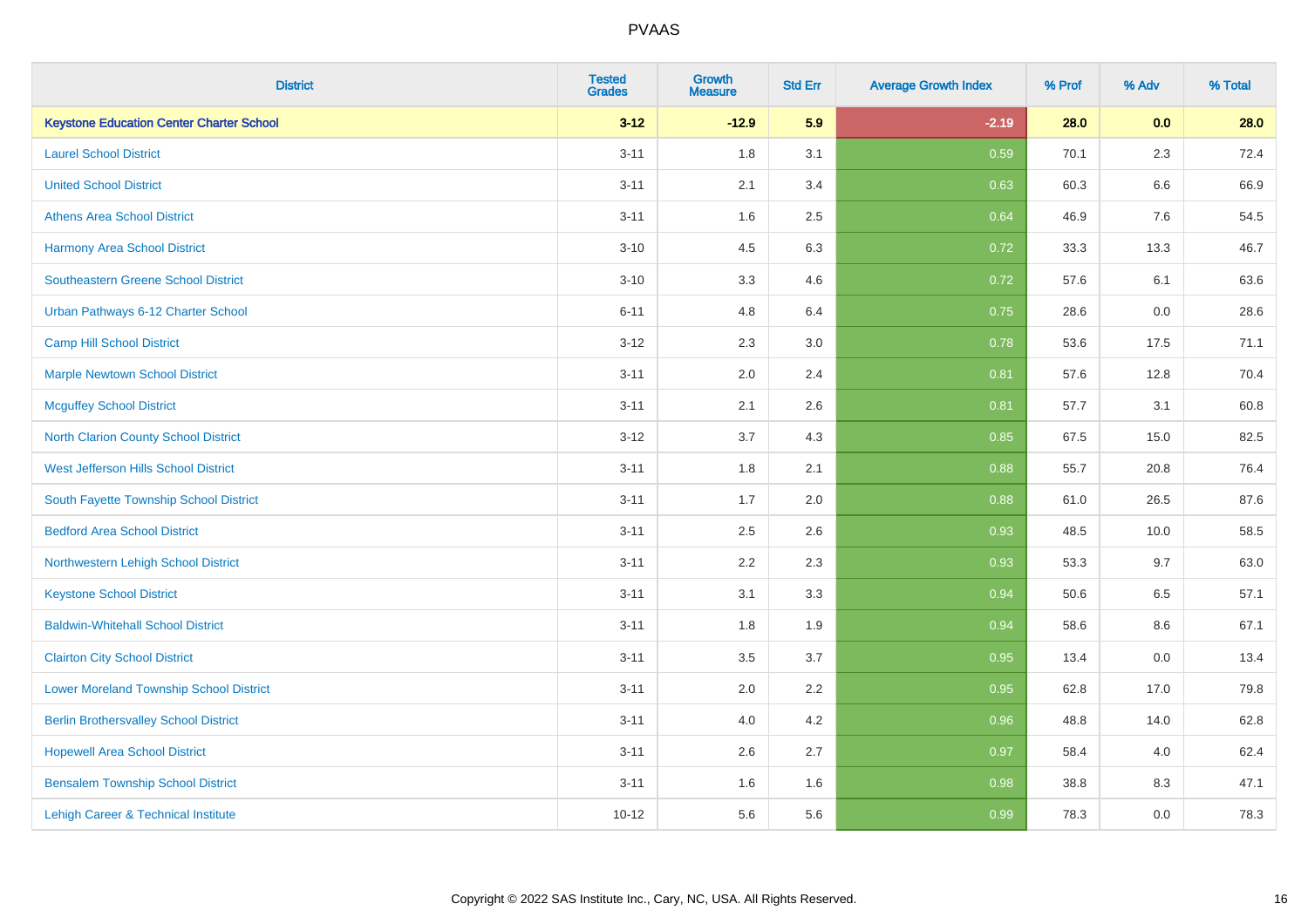# PVAAS

| District | Tested Grades | Growth Measure | Std Err | Average Growth Index | % Prof | % Adv | % Total |
|---|---|---|---|---|---|---|---|
| **Keystone Education Center Charter School** | **3-12** | **-12.9** | **5.9** | **-2.19** | **28.0** | **0.0** | **28.0** |
| Laurel School District | 3-11 | 1.8 | 3.1 | 0.59 | 70.1 | 2.3 | 72.4 |
| United School District | 3-11 | 2.1 | 3.4 | 0.63 | 60.3 | 6.6 | 66.9 |
| Athens Area School District | 3-11 | 1.6 | 2.5 | 0.64 | 46.9 | 7.6 | 54.5 |
| Harmony Area School District | 3-10 | 4.5 | 6.3 | 0.72 | 33.3 | 13.3 | 46.7 |
| Southeastern Greene School District | 3-10 | 3.3 | 4.6 | 0.72 | 57.6 | 6.1 | 63.6 |
| Urban Pathways 6-12 Charter School | 6-11 | 4.8 | 6.4 | 0.75 | 28.6 | 0.0 | 28.6 |
| Camp Hill School District | 3-12 | 2.3 | 3.0 | 0.78 | 53.6 | 17.5 | 71.1 |
| Marple Newtown School District | 3-11 | 2.0 | 2.4 | 0.81 | 57.6 | 12.8 | 70.4 |
| Mcguffey School District | 3-11 | 2.1 | 2.6 | 0.81 | 57.7 | 3.1 | 60.8 |
| North Clarion County School District | 3-12 | 3.7 | 4.3 | 0.85 | 67.5 | 15.0 | 82.5 |
| West Jefferson Hills School District | 3-11 | 1.8 | 2.1 | 0.88 | 55.7 | 20.8 | 76.4 |
| South Fayette Township School District | 3-11 | 1.7 | 2.0 | 0.88 | 61.0 | 26.5 | 87.6 |
| Bedford Area School District | 3-11 | 2.5 | 2.6 | 0.93 | 48.5 | 10.0 | 58.5 |
| Northwestern Lehigh School District | 3-11 | 2.2 | 2.3 | 0.93 | 53.3 | 9.7 | 63.0 |
| Keystone School District | 3-11 | 3.1 | 3.3 | 0.94 | 50.6 | 6.5 | 57.1 |
| Baldwin-Whitehall School District | 3-11 | 1.8 | 1.9 | 0.94 | 58.6 | 8.6 | 67.1 |
| Clairton City School District | 3-11 | 3.5 | 3.7 | 0.95 | 13.4 | 0.0 | 13.4 |
| Lower Moreland Township School District | 3-11 | 2.0 | 2.2 | 0.95 | 62.8 | 17.0 | 79.8 |
| Berlin Brothersvalley School District | 3-11 | 4.0 | 4.2 | 0.96 | 48.8 | 14.0 | 62.8 |
| Hopewell Area School District | 3-11 | 2.6 | 2.7 | 0.97 | 58.4 | 4.0 | 62.4 |
| Bensalem Township School District | 3-11 | 1.6 | 1.6 | 0.98 | 38.8 | 8.3 | 47.1 |
| Lehigh Career & Technical Institute | 10-12 | 5.6 | 5.6 | 0.99 | 78.3 | 0.0 | 78.3 |

Copyright © 2022 SAS Institute Inc., Cary, NC, USA. All Rights Reserved.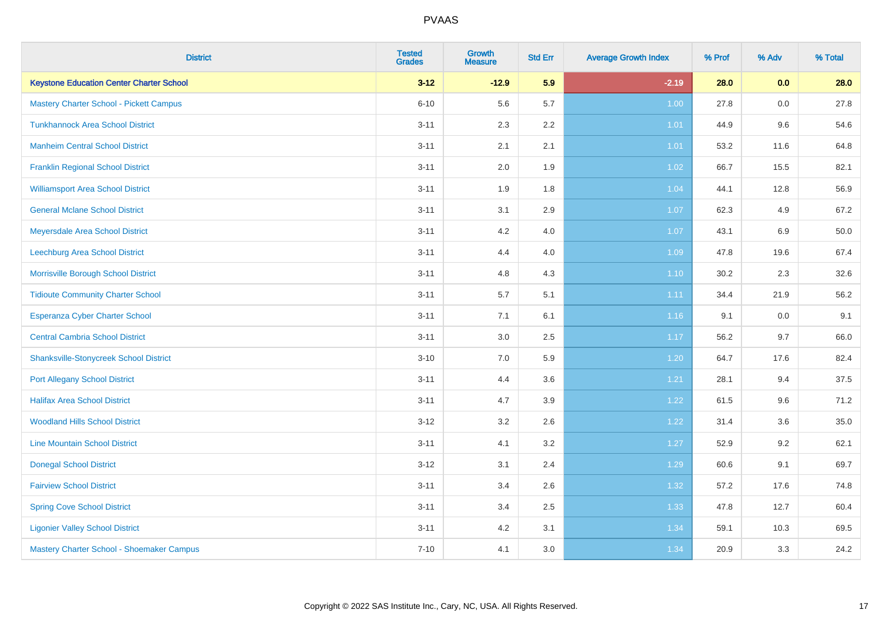# PVAAS

| District | Tested Grades | Growth Measure | Std Err | Average Growth Index | % Prof | % Adv | % Total |
|---|---|---|---|---|---|---|---|
| **Keystone Education Center Charter School** | **3-12** | **-12.9** | **5.9** | **-2.19** | **28.0** | **0.0** | **28.0** |
| Mastery Charter School - Pickett Campus | 6-10 | 5.6 | 5.7 | 1.00 | 27.8 | 0.0 | 27.8 |
| Tunkhannock Area School District | 3-11 | 2.3 | 2.2 | 1.01 | 44.9 | 9.6 | 54.6 |
| Manheim Central School District | 3-11 | 2.1 | 2.1 | 1.01 | 53.2 | 11.6 | 64.8 |
| Franklin Regional School District | 3-11 | 2.0 | 1.9 | 1.02 | 66.7 | 15.5 | 82.1 |
| Williamsport Area School District | 3-11 | 1.9 | 1.8 | 1.04 | 44.1 | 12.8 | 56.9 |
| General Mclane School District | 3-11 | 3.1 | 2.9 | 1.07 | 62.3 | 4.9 | 67.2 |
| Meyersdale Area School District | 3-11 | 4.2 | 4.0 | 1.07 | 43.1 | 6.9 | 50.0 |
| Leechburg Area School District | 3-11 | 4.4 | 4.0 | 1.09 | 47.8 | 19.6 | 67.4 |
| Morrisville Borough School District | 3-11 | 4.8 | 4.3 | 1.10 | 30.2 | 2.3 | 32.6 |
| Tidioute Community Charter School | 3-11 | 5.7 | 5.1 | 1.11 | 34.4 | 21.9 | 56.2 |
| Esperanza Cyber Charter School | 3-11 | 7.1 | 6.1 | 1.16 | 9.1 | 0.0 | 9.1 |
| Central Cambria School District | 3-11 | 3.0 | 2.5 | 1.17 | 56.2 | 9.7 | 66.0 |
| Shanksville-Stonycreek School District | 3-10 | 7.0 | 5.9 | 1.20 | 64.7 | 17.6 | 82.4 |
| Port Allegany School District | 3-11 | 4.4 | 3.6 | 1.21 | 28.1 | 9.4 | 37.5 |
| Halifax Area School District | 3-11 | 4.7 | 3.9 | 1.22 | 61.5 | 9.6 | 71.2 |
| Woodland Hills School District | 3-12 | 3.2 | 2.6 | 1.22 | 31.4 | 3.6 | 35.0 |
| Line Mountain School District | 3-11 | 4.1 | 3.2 | 1.27 | 52.9 | 9.2 | 62.1 |
| Donegal School District | 3-12 | 3.1 | 2.4 | 1.29 | 60.6 | 9.1 | 69.7 |
| Fairview School District | 3-11 | 3.4 | 2.6 | 1.32 | 57.2 | 17.6 | 74.8 |
| Spring Cove School District | 3-11 | 3.4 | 2.5 | 1.33 | 47.8 | 12.7 | 60.4 |
| Ligonier Valley School District | 3-11 | 4.2 | 3.1 | 1.34 | 59.1 | 10.3 | 69.5 |
| Mastery Charter School - Shoemaker Campus | 7-10 | 4.1 | 3.0 | 1.34 | 20.9 | 3.3 | 24.2 |

Copyright © 2022 SAS Institute Inc., Cary, NC, USA. All Rights Reserved.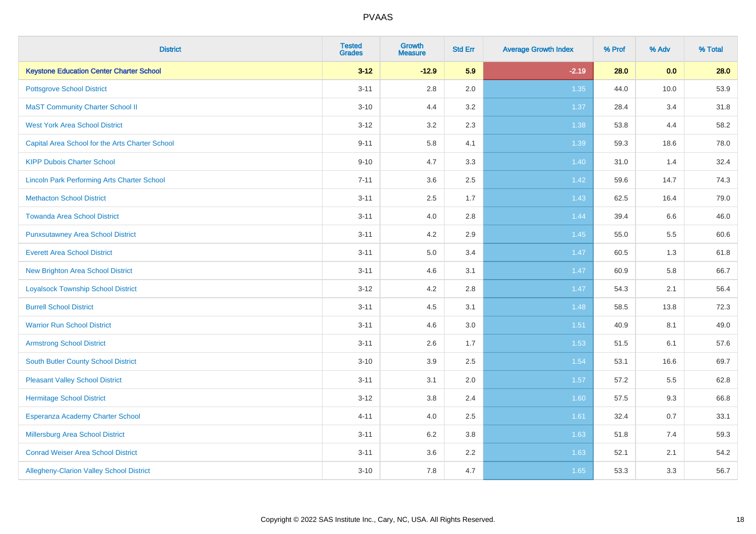| District | Tested Grades | Growth Measure | Std Err | Average Growth Index | % Prof | % Adv | % Total |
|---|---|---|---|---|---|---|---|
| **Keystone Education Center Charter School** | **3-12** | **-12.9** | **5.9** | **-2.19** | **28.0** | **0.0** | **28.0** |
| Pottsgrove School District | 3-11 | 2.8 | 2.0 | 1.35 | 44.0 | 10.0 | 53.9 |
| MaST Community Charter School II | 3-10 | 4.4 | 3.2 | 1.37 | 28.4 | 3.4 | 31.8 |
| West York Area School District | 3-12 | 3.2 | 2.3 | 1.38 | 53.8 | 4.4 | 58.2 |
| Capital Area School for the Arts Charter School | 9-11 | 5.8 | 4.1 | 1.39 | 59.3 | 18.6 | 78.0 |
| KIPP Dubois Charter School | 9-10 | 4.7 | 3.3 | 1.40 | 31.0 | 1.4 | 32.4 |
| Lincoln Park Performing Arts Charter School | 7-11 | 3.6 | 2.5 | 1.42 | 59.6 | 14.7 | 74.3 |
| Methacton School District | 3-11 | 2.5 | 1.7 | 1.43 | 62.5 | 16.4 | 79.0 |
| Towanda Area School District | 3-11 | 4.0 | 2.8 | 1.44 | 39.4 | 6.6 | 46.0 |
| Punxsutawney Area School District | 3-11 | 4.2 | 2.9 | 1.45 | 55.0 | 5.5 | 60.6 |
| Everett Area School District | 3-11 | 5.0 | 3.4 | 1.47 | 60.5 | 1.3 | 61.8 |
| New Brighton Area School District | 3-11 | 4.6 | 3.1 | 1.47 | 60.9 | 5.8 | 66.7 |
| Loyalsock Township School District | 3-12 | 4.2 | 2.8 | 1.47 | 54.3 | 2.1 | 56.4 |
| Burrell School District | 3-11 | 4.5 | 3.1 | 1.48 | 58.5 | 13.8 | 72.3 |
| Warrior Run School District | 3-11 | 4.6 | 3.0 | 1.51 | 40.9 | 8.1 | 49.0 |
| Armstrong School District | 3-11 | 2.6 | 1.7 | 1.53 | 51.5 | 6.1 | 57.6 |
| South Butler County School District | 3-10 | 3.9 | 2.5 | 1.54 | 53.1 | 16.6 | 69.7 |
| Pleasant Valley School District | 3-11 | 3.1 | 2.0 | 1.57 | 57.2 | 5.5 | 62.8 |
| Hermitage School District | 3-12 | 3.8 | 2.4 | 1.60 | 57.5 | 9.3 | 66.8 |
| Esperanza Academy Charter School | 4-11 | 4.0 | 2.5 | 1.61 | 32.4 | 0.7 | 33.1 |
| Millersburg Area School District | 3-11 | 6.2 | 3.8 | 1.63 | 51.8 | 7.4 | 59.3 |
| Conrad Weiser Area School District | 3-11 | 3.6 | 2.2 | 1.63 | 52.1 | 2.1 | 54.2 |
| Allegheny-Clarion Valley School District | 3-10 | 7.8 | 4.7 | 1.65 | 53.3 | 3.3 | 56.7 |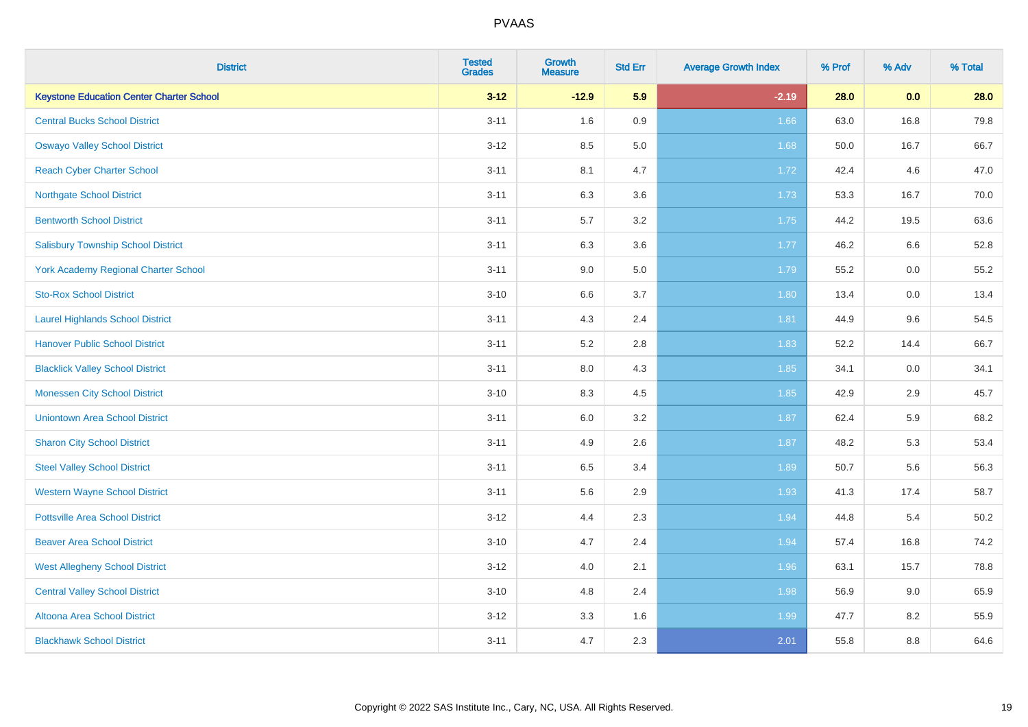| District | Tested Grades | Growth Measure | Std Err | Average Growth Index | % Prof | % Adv | % Total |
|---|---|---|---|---|---|---|---|
| **Keystone Education Center Charter School** | **3-12** | **-12.9** | **5.9** | **-2.19** | **28.0** | **0.0** | **28.0** |
| Central Bucks School District | 3-11 | 1.6 | 0.9 | 1.66 | 63.0 | 16.8 | 79.8 |
| Oswayo Valley School District | 3-12 | 8.5 | 5.0 | 1.68 | 50.0 | 16.7 | 66.7 |
| Reach Cyber Charter School | 3-11 | 8.1 | 4.7 | 1.72 | 42.4 | 4.6 | 47.0 |
| Northgate School District | 3-11 | 6.3 | 3.6 | 1.73 | 53.3 | 16.7 | 70.0 |
| Bentworth School District | 3-11 | 5.7 | 3.2 | 1.75 | 44.2 | 19.5 | 63.6 |
| Salisbury Township School District | 3-11 | 6.3 | 3.6 | 1.77 | 46.2 | 6.6 | 52.8 |
| York Academy Regional Charter School | 3-11 | 9.0 | 5.0 | 1.79 | 55.2 | 0.0 | 55.2 |
| Sto-Rox School District | 3-10 | 6.6 | 3.7 | 1.80 | 13.4 | 0.0 | 13.4 |
| Laurel Highlands School District | 3-11 | 4.3 | 2.4 | 1.81 | 44.9 | 9.6 | 54.5 |
| Hanover Public School District | 3-11 | 5.2 | 2.8 | 1.83 | 52.2 | 14.4 | 66.7 |
| Blacklick Valley School District | 3-11 | 8.0 | 4.3 | 1.85 | 34.1 | 0.0 | 34.1 |
| Monessen City School District | 3-10 | 8.3 | 4.5 | 1.85 | 42.9 | 2.9 | 45.7 |
| Uniontown Area School District | 3-11 | 6.0 | 3.2 | 1.87 | 62.4 | 5.9 | 68.2 |
| Sharon City School District | 3-11 | 4.9 | 2.6 | 1.87 | 48.2 | 5.3 | 53.4 |
| Steel Valley School District | 3-11 | 6.5 | 3.4 | 1.89 | 50.7 | 5.6 | 56.3 |
| Western Wayne School District | 3-11 | 5.6 | 2.9 | 1.93 | 41.3 | 17.4 | 58.7 |
| Pottsville Area School District | 3-12 | 4.4 | 2.3 | 1.94 | 44.8 | 5.4 | 50.2 |
| Beaver Area School District | 3-10 | 4.7 | 2.4 | 1.94 | 57.4 | 16.8 | 74.2 |
| West Allegheny School District | 3-12 | 4.0 | 2.1 | 1.96 | 63.1 | 15.7 | 78.8 |
| Central Valley School District | 3-10 | 4.8 | 2.4 | 1.98 | 56.9 | 9.0 | 65.9 |
| Altoona Area School District | 3-12 | 3.3 | 1.6 | 1.99 | 47.7 | 8.2 | 55.9 |
| Blackhawk School District | 3-11 | 4.7 | 2.3 | 2.01 | 55.8 | 8.8 | 64.6 |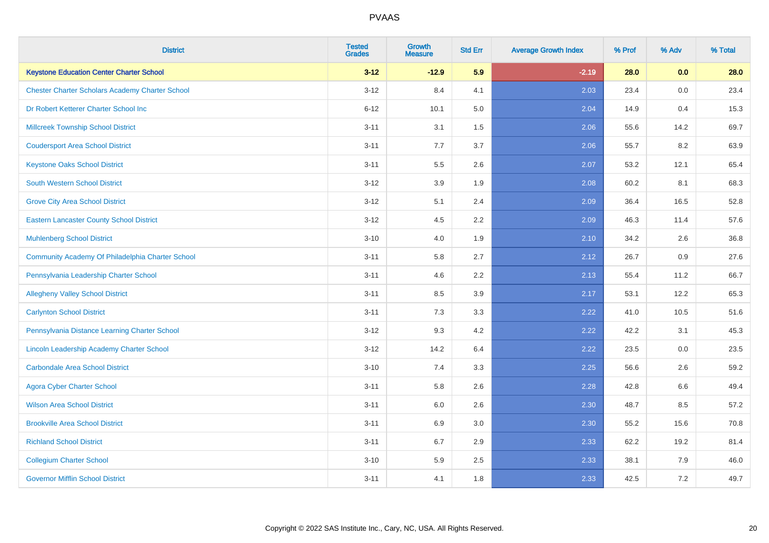# PVAAS

| District | Tested Grades | Growth Measure | Std Err | Average Growth Index | % Prof | % Adv | % Total |
|---|---|---|---|---|---|---|---|
| **Keystone Education Center Charter School** | **3-12** | **-12.9** | **5.9** | **-2.19** | **28.0** | **0.0** | **28.0** |
| Chester Charter Scholars Academy Charter School | 3-12 | 8.4 | 4.1 | 2.03 | 23.4 | 0.0 | 23.4 |
| Dr Robert Ketterer Charter School Inc | 6-12 | 10.1 | 5.0 | 2.04 | 14.9 | 0.4 | 15.3 |
| Millcreek Township School District | 3-11 | 3.1 | 1.5 | 2.06 | 55.6 | 14.2 | 69.7 |
| Coudersport Area School District | 3-11 | 7.7 | 3.7 | 2.06 | 55.7 | 8.2 | 63.9 |
| Keystone Oaks School District | 3-11 | 5.5 | 2.6 | 2.07 | 53.2 | 12.1 | 65.4 |
| South Western School District | 3-12 | 3.9 | 1.9 | 2.08 | 60.2 | 8.1 | 68.3 |
| Grove City Area School District | 3-12 | 5.1 | 2.4 | 2.09 | 36.4 | 16.5 | 52.8 |
| Eastern Lancaster County School District | 3-12 | 4.5 | 2.2 | 2.09 | 46.3 | 11.4 | 57.6 |
| Muhlenberg School District | 3-10 | 4.0 | 1.9 | 2.10 | 34.2 | 2.6 | 36.8 |
| Community Academy Of Philadelphia Charter School | 3-11 | 5.8 | 2.7 | 2.12 | 26.7 | 0.9 | 27.6 |
| Pennsylvania Leadership Charter School | 3-11 | 4.6 | 2.2 | 2.13 | 55.4 | 11.2 | 66.7 |
| Allegheny Valley School District | 3-11 | 8.5 | 3.9 | 2.17 | 53.1 | 12.2 | 65.3 |
| Carlynton School District | 3-11 | 7.3 | 3.3 | 2.22 | 41.0 | 10.5 | 51.6 |
| Pennsylvania Distance Learning Charter School | 3-12 | 9.3 | 4.2 | 2.22 | 42.2 | 3.1 | 45.3 |
| Lincoln Leadership Academy Charter School | 3-12 | 14.2 | 6.4 | 2.22 | 23.5 | 0.0 | 23.5 |
| Carbondale Area School District | 3-10 | 7.4 | 3.3 | 2.25 | 56.6 | 2.6 | 59.2 |
| Agora Cyber Charter School | 3-11 | 5.8 | 2.6 | 2.28 | 42.8 | 6.6 | 49.4 |
| Wilson Area School District | 3-11 | 6.0 | 2.6 | 2.30 | 48.7 | 8.5 | 57.2 |
| Brookville Area School District | 3-11 | 6.9 | 3.0 | 2.30 | 55.2 | 15.6 | 70.8 |
| Richland School District | 3-11 | 6.7 | 2.9 | 2.33 | 62.2 | 19.2 | 81.4 |
| Collegium Charter School | 3-10 | 5.9 | 2.5 | 2.33 | 38.1 | 7.9 | 46.0 |
| Governor Mifflin School District | 3-11 | 4.1 | 1.8 | 2.33 | 42.5 | 7.2 | 49.7 |

Copyright © 2022 SAS Institute Inc., Cary, NC, USA. All Rights Reserved.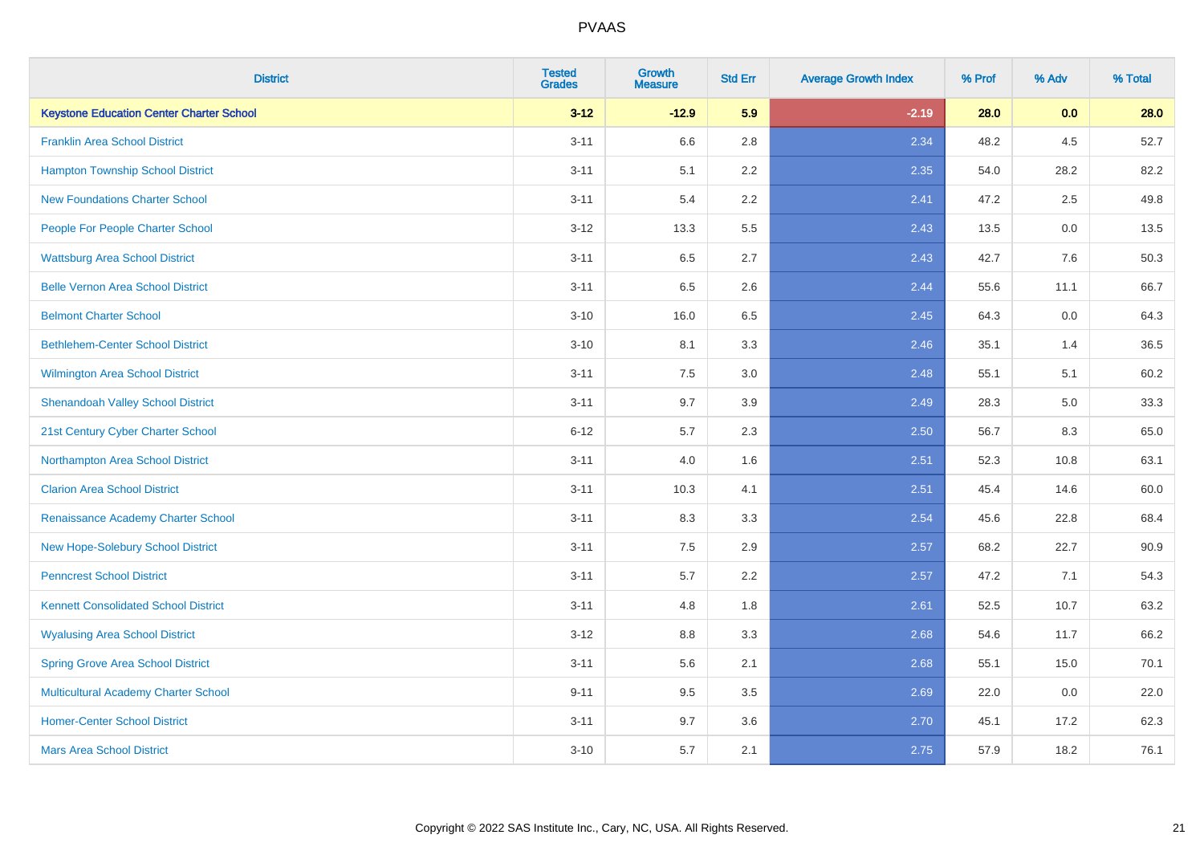# PVAAS

| District | Tested Grades | Growth Measure | Std Err | Average Growth Index | % Prof | % Adv | % Total |
|---|---|---|---|---|---|---|---|
| **Keystone Education Center Charter School** | **3-12** | **-12.9** | **5.9** | **-2.19** | **28.0** | **0.0** | **28.0** |
| Franklin Area School District | 3-11 | 6.6 | 2.8 | 2.34 | 48.2 | 4.5 | 52.7 |
| Hampton Township School District | 3-11 | 5.1 | 2.2 | 2.35 | 54.0 | 28.2 | 82.2 |
| New Foundations Charter School | 3-11 | 5.4 | 2.2 | 2.41 | 47.2 | 2.5 | 49.8 |
| People For People Charter School | 3-12 | 13.3 | 5.5 | 2.43 | 13.5 | 0.0 | 13.5 |
| Wattsburg Area School District | 3-11 | 6.5 | 2.7 | 2.43 | 42.7 | 7.6 | 50.3 |
| Belle Vernon Area School District | 3-11 | 6.5 | 2.6 | 2.44 | 55.6 | 11.1 | 66.7 |
| Belmont Charter School | 3-10 | 16.0 | 6.5 | 2.45 | 64.3 | 0.0 | 64.3 |
| Bethlehem-Center School District | 3-10 | 8.1 | 3.3 | 2.46 | 35.1 | 1.4 | 36.5 |
| Wilmington Area School District | 3-11 | 7.5 | 3.0 | 2.48 | 55.1 | 5.1 | 60.2 |
| Shenandoah Valley School District | 3-11 | 9.7 | 3.9 | 2.49 | 28.3 | 5.0 | 33.3 |
| 21st Century Cyber Charter School | 6-12 | 5.7 | 2.3 | 2.50 | 56.7 | 8.3 | 65.0 |
| Northampton Area School District | 3-11 | 4.0 | 1.6 | 2.51 | 52.3 | 10.8 | 63.1 |
| Clarion Area School District | 3-11 | 10.3 | 4.1 | 2.51 | 45.4 | 14.6 | 60.0 |
| Renaissance Academy Charter School | 3-11 | 8.3 | 3.3 | 2.54 | 45.6 | 22.8 | 68.4 |
| New Hope-Solebury School District | 3-11 | 7.5 | 2.9 | 2.57 | 68.2 | 22.7 | 90.9 |
| Penncrest School District | 3-11 | 5.7 | 2.2 | 2.57 | 47.2 | 7.1 | 54.3 |
| Kennett Consolidated School District | 3-11 | 4.8 | 1.8 | 2.61 | 52.5 | 10.7 | 63.2 |
| Wyalusing Area School District | 3-12 | 8.8 | 3.3 | 2.68 | 54.6 | 11.7 | 66.2 |
| Spring Grove Area School District | 3-11 | 5.6 | 2.1 | 2.68 | 55.1 | 15.0 | 70.1 |
| Multicultural Academy Charter School | 9-11 | 9.5 | 3.5 | 2.69 | 22.0 | 0.0 | 22.0 |
| Homer-Center School District | 3-11 | 9.7 | 3.6 | 2.70 | 45.1 | 17.2 | 62.3 |
| Mars Area School District | 3-10 | 5.7 | 2.1 | 2.75 | 57.9 | 18.2 | 76.1 |

Copyright © 2022 SAS Institute Inc., Cary, NC, USA. All Rights Reserved.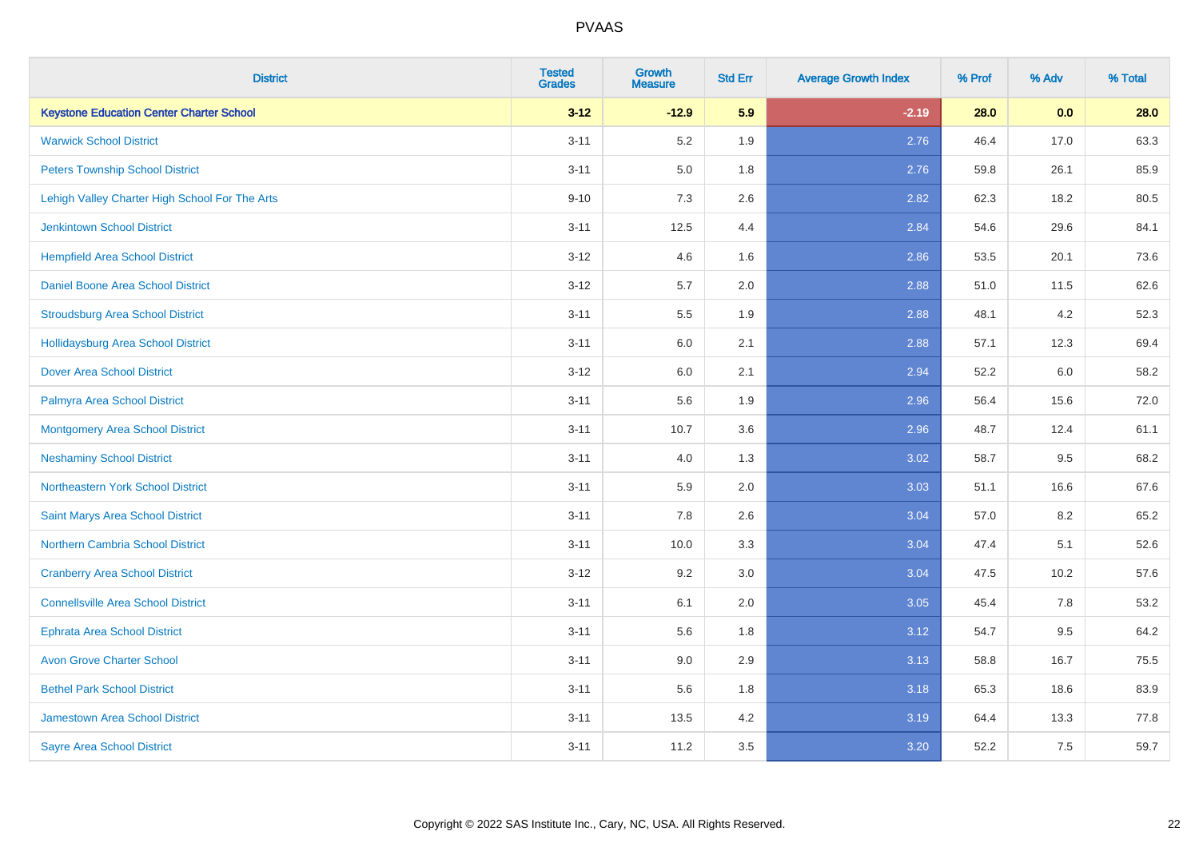# PVAAS

| District | Tested Grades | Growth Measure | Std Err | Average Growth Index | % Prof | % Adv | % Total |
|---|---|---|---|---|---|---|---|
| **Keystone Education Center Charter School** | **3-12** | **-12.9** | **5.9** | **-2.19** | **28.0** | **0.0** | **28.0** |
| Warwick School District | 3-11 | 5.2 | 1.9 | 2.76 | 46.4 | 17.0 | 63.3 |
| Peters Township School District | 3-11 | 5.0 | 1.8 | 2.76 | 59.8 | 26.1 | 85.9 |
| Lehigh Valley Charter High School For The Arts | 9-10 | 7.3 | 2.6 | 2.82 | 62.3 | 18.2 | 80.5 |
| Jenkintown School District | 3-11 | 12.5 | 4.4 | 2.84 | 54.6 | 29.6 | 84.1 |
| Hempfield Area School District | 3-12 | 4.6 | 1.6 | 2.86 | 53.5 | 20.1 | 73.6 |
| Daniel Boone Area School District | 3-12 | 5.7 | 2.0 | 2.88 | 51.0 | 11.5 | 62.6 |
| Stroudsburg Area School District | 3-11 | 5.5 | 1.9 | 2.88 | 48.1 | 4.2 | 52.3 |
| Hollidaysburg Area School District | 3-11 | 6.0 | 2.1 | 2.88 | 57.1 | 12.3 | 69.4 |
| Dover Area School District | 3-12 | 6.0 | 2.1 | 2.94 | 52.2 | 6.0 | 58.2 |
| Palmyra Area School District | 3-11 | 5.6 | 1.9 | 2.96 | 56.4 | 15.6 | 72.0 |
| Montgomery Area School District | 3-11 | 10.7 | 3.6 | 2.96 | 48.7 | 12.4 | 61.1 |
| Neshaminy School District | 3-11 | 4.0 | 1.3 | 3.02 | 58.7 | 9.5 | 68.2 |
| Northeastern York School District | 3-11 | 5.9 | 2.0 | 3.03 | 51.1 | 16.6 | 67.6 |
| Saint Marys Area School District | 3-11 | 7.8 | 2.6 | 3.04 | 57.0 | 8.2 | 65.2 |
| Northern Cambria School District | 3-11 | 10.0 | 3.3 | 3.04 | 47.4 | 5.1 | 52.6 |
| Cranberry Area School District | 3-12 | 9.2 | 3.0 | 3.04 | 47.5 | 10.2 | 57.6 |
| Connellsville Area School District | 3-11 | 6.1 | 2.0 | 3.05 | 45.4 | 7.8 | 53.2 |
| Ephrata Area School District | 3-11 | 5.6 | 1.8 | 3.12 | 54.7 | 9.5 | 64.2 |
| Avon Grove Charter School | 3-11 | 9.0 | 2.9 | 3.13 | 58.8 | 16.7 | 75.5 |
| Bethel Park School District | 3-11 | 5.6 | 1.8 | 3.18 | 65.3 | 18.6 | 83.9 |
| Jamestown Area School District | 3-11 | 13.5 | 4.2 | 3.19 | 64.4 | 13.3 | 77.8 |
| Sayre Area School District | 3-11 | 11.2 | 3.5 | 3.20 | 52.2 | 7.5 | 59.7 |

Copyright © 2022 SAS Institute Inc., Cary, NC, USA. All Rights Reserved.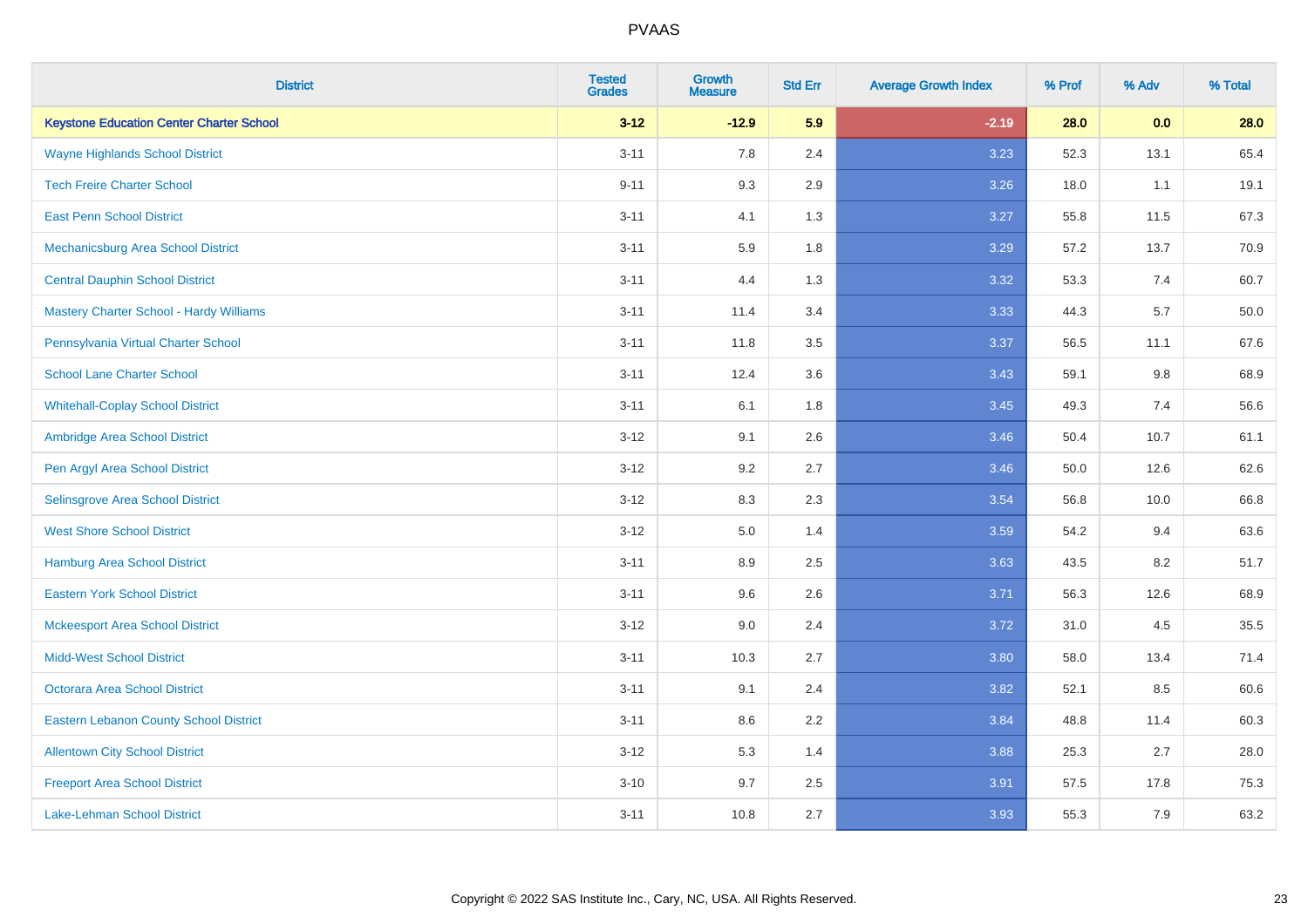# PVAAS

| District | Tested Grades | Growth Measure | Std Err | Average Growth Index | % Prof | % Adv | % Total |
|---|---|---|---|---|---|---|---|
| **Keystone Education Center Charter School** | **3-12** | **-12.9** | **5.9** | **-2.19** | **28.0** | **0.0** | **28.0** |
| Wayne Highlands School District | 3-11 | 7.8 | 2.4 | 3.23 | 52.3 | 13.1 | 65.4 |
| Tech Freire Charter School | 9-11 | 9.3 | 2.9 | 3.26 | 18.0 | 1.1 | 19.1 |
| East Penn School District | 3-11 | 4.1 | 1.3 | 3.27 | 55.8 | 11.5 | 67.3 |
| Mechanicsburg Area School District | 3-11 | 5.9 | 1.8 | 3.29 | 57.2 | 13.7 | 70.9 |
| Central Dauphin School District | 3-11 | 4.4 | 1.3 | 3.32 | 53.3 | 7.4 | 60.7 |
| Mastery Charter School - Hardy Williams | 3-11 | 11.4 | 3.4 | 3.33 | 44.3 | 5.7 | 50.0 |
| Pennsylvania Virtual Charter School | 3-11 | 11.8 | 3.5 | 3.37 | 56.5 | 11.1 | 67.6 |
| School Lane Charter School | 3-11 | 12.4 | 3.6 | 3.43 | 59.1 | 9.8 | 68.9 |
| Whitehall-Coplay School District | 3-11 | 6.1 | 1.8 | 3.45 | 49.3 | 7.4 | 56.6 |
| Ambridge Area School District | 3-12 | 9.1 | 2.6 | 3.46 | 50.4 | 10.7 | 61.1 |
| Pen Argyl Area School District | 3-12 | 9.2 | 2.7 | 3.46 | 50.0 | 12.6 | 62.6 |
| Selinsgrove Area School District | 3-12 | 8.3 | 2.3 | 3.54 | 56.8 | 10.0 | 66.8 |
| West Shore School District | 3-12 | 5.0 | 1.4 | 3.59 | 54.2 | 9.4 | 63.6 |
| Hamburg Area School District | 3-11 | 8.9 | 2.5 | 3.63 | 43.5 | 8.2 | 51.7 |
| Eastern York School District | 3-11 | 9.6 | 2.6 | 3.71 | 56.3 | 12.6 | 68.9 |
| Mckeesport Area School District | 3-12 | 9.0 | 2.4 | 3.72 | 31.0 | 4.5 | 35.5 |
| Midd-West School District | 3-11 | 10.3 | 2.7 | 3.80 | 58.0 | 13.4 | 71.4 |
| Octorara Area School District | 3-11 | 9.1 | 2.4 | 3.82 | 52.1 | 8.5 | 60.6 |
| Eastern Lebanon County School District | 3-11 | 8.6 | 2.2 | 3.84 | 48.8 | 11.4 | 60.3 |
| Allentown City School District | 3-12 | 5.3 | 1.4 | 3.88 | 25.3 | 2.7 | 28.0 |
| Freeport Area School District | 3-10 | 9.7 | 2.5 | 3.91 | 57.5 | 17.8 | 75.3 |
| Lake-Lehman School District | 3-11 | 10.8 | 2.7 | 3.93 | 55.3 | 7.9 | 63.2 |

Copyright © 2022 SAS Institute Inc., Cary, NC, USA. All Rights Reserved.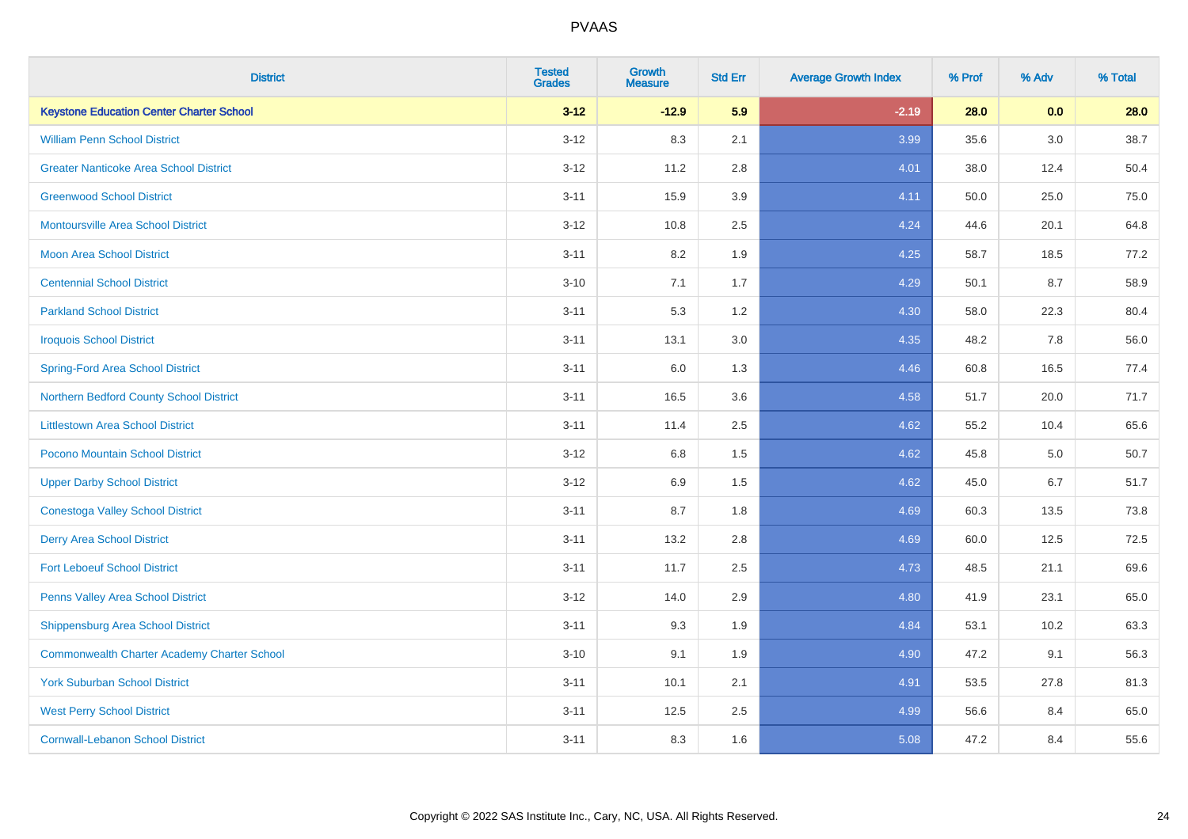| District | Tested Grades | Growth Measure | Std Err | Average Growth Index | % Prof | % Adv | % Total |
|---|---|---|---|---|---|---|---|
| **Keystone Education Center Charter School** | **3-12** | **-12.9** | **5.9** | **-2.19** | **28.0** | **0.0** | **28.0** |
| William Penn School District | 3-12 | 8.3 | 2.1 | 3.99 | 35.6 | 3.0 | 38.7 |
| Greater Nanticoke Area School District | 3-12 | 11.2 | 2.8 | 4.01 | 38.0 | 12.4 | 50.4 |
| Greenwood School District | 3-11 | 15.9 | 3.9 | 4.11 | 50.0 | 25.0 | 75.0 |
| Montoursville Area School District | 3-12 | 10.8 | 2.5 | 4.24 | 44.6 | 20.1 | 64.8 |
| Moon Area School District | 3-11 | 8.2 | 1.9 | 4.25 | 58.7 | 18.5 | 77.2 |
| Centennial School District | 3-10 | 7.1 | 1.7 | 4.29 | 50.1 | 8.7 | 58.9 |
| Parkland School District | 3-11 | 5.3 | 1.2 | 4.30 | 58.0 | 22.3 | 80.4 |
| Iroquois School District | 3-11 | 13.1 | 3.0 | 4.35 | 48.2 | 7.8 | 56.0 |
| Spring-Ford Area School District | 3-11 | 6.0 | 1.3 | 4.46 | 60.8 | 16.5 | 77.4 |
| Northern Bedford County School District | 3-11 | 16.5 | 3.6 | 4.58 | 51.7 | 20.0 | 71.7 |
| Littlestown Area School District | 3-11 | 11.4 | 2.5 | 4.62 | 55.2 | 10.4 | 65.6 |
| Pocono Mountain School District | 3-12 | 6.8 | 1.5 | 4.62 | 45.8 | 5.0 | 50.7 |
| Upper Darby School District | 3-12 | 6.9 | 1.5 | 4.62 | 45.0 | 6.7 | 51.7 |
| Conestoga Valley School District | 3-11 | 8.7 | 1.8 | 4.69 | 60.3 | 13.5 | 73.8 |
| Derry Area School District | 3-11 | 13.2 | 2.8 | 4.69 | 60.0 | 12.5 | 72.5 |
| Fort Leboeuf School District | 3-11 | 11.7 | 2.5 | 4.73 | 48.5 | 21.1 | 69.6 |
| Penns Valley Area School District | 3-12 | 14.0 | 2.9 | 4.80 | 41.9 | 23.1 | 65.0 |
| Shippensburg Area School District | 3-11 | 9.3 | 1.9 | 4.84 | 53.1 | 10.2 | 63.3 |
| Commonwealth Charter Academy Charter School | 3-10 | 9.1 | 1.9 | 4.90 | 47.2 | 9.1 | 56.3 |
| York Suburban School District | 3-11 | 10.1 | 2.1 | 4.91 | 53.5 | 27.8 | 81.3 |
| West Perry School District | 3-11 | 12.5 | 2.5 | 4.99 | 56.6 | 8.4 | 65.0 |
| Cornwall-Lebanon School District | 3-11 | 8.3 | 1.6 | 5.08 | 47.2 | 8.4 | 55.6 |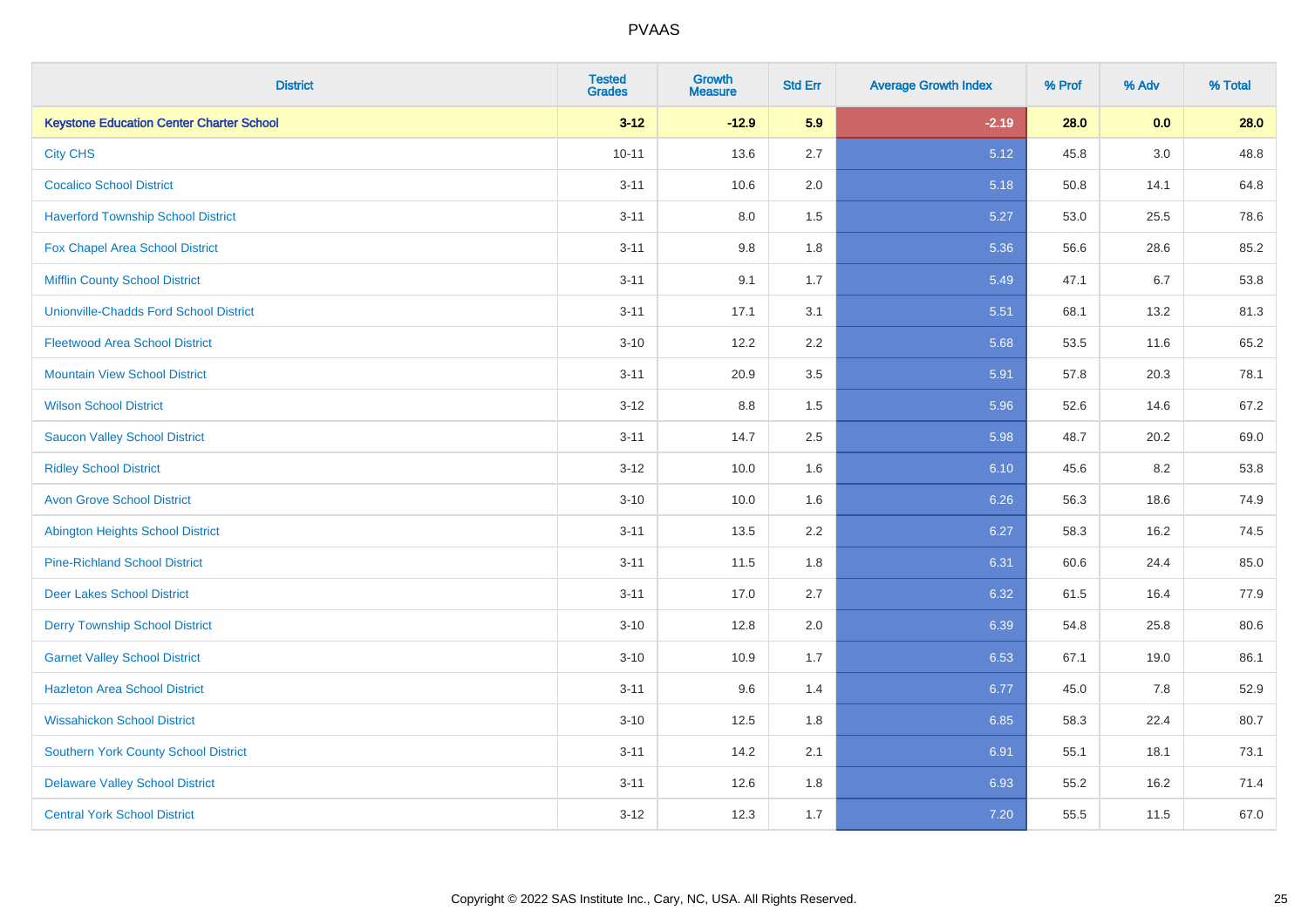# PVAAS

| District | Tested Grades | Growth Measure | Std Err | Average Growth Index | % Prof | % Adv | % Total |
|---|---|---|---|---|---|---|---|
| **Keystone Education Center Charter School** | **3-12** | **-12.9** | **5.9** | **-2.19** | **28.0** | **0.0** | **28.0** |
| City CHS | 10-11 | 13.6 | 2.7 | 5.12 | 45.8 | 3.0 | 48.8 |
| Cocalico School District | 3-11 | 10.6 | 2.0 | 5.18 | 50.8 | 14.1 | 64.8 |
| Haverford Township School District | 3-11 | 8.0 | 1.5 | 5.27 | 53.0 | 25.5 | 78.6 |
| Fox Chapel Area School District | 3-11 | 9.8 | 1.8 | 5.36 | 56.6 | 28.6 | 85.2 |
| Mifflin County School District | 3-11 | 9.1 | 1.7 | 5.49 | 47.1 | 6.7 | 53.8 |
| Unionville-Chadds Ford School District | 3-11 | 17.1 | 3.1 | 5.51 | 68.1 | 13.2 | 81.3 |
| Fleetwood Area School District | 3-10 | 12.2 | 2.2 | 5.68 | 53.5 | 11.6 | 65.2 |
| Mountain View School District | 3-11 | 20.9 | 3.5 | 5.91 | 57.8 | 20.3 | 78.1 |
| Wilson School District | 3-12 | 8.8 | 1.5 | 5.96 | 52.6 | 14.6 | 67.2 |
| Saucon Valley School District | 3-11 | 14.7 | 2.5 | 5.98 | 48.7 | 20.2 | 69.0 |
| Ridley School District | 3-12 | 10.0 | 1.6 | 6.10 | 45.6 | 8.2 | 53.8 |
| Avon Grove School District | 3-10 | 10.0 | 1.6 | 6.26 | 56.3 | 18.6 | 74.9 |
| Abington Heights School District | 3-11 | 13.5 | 2.2 | 6.27 | 58.3 | 16.2 | 74.5 |
| Pine-Richland School District | 3-11 | 11.5 | 1.8 | 6.31 | 60.6 | 24.4 | 85.0 |
| Deer Lakes School District | 3-11 | 17.0 | 2.7 | 6.32 | 61.5 | 16.4 | 77.9 |
| Derry Township School District | 3-10 | 12.8 | 2.0 | 6.39 | 54.8 | 25.8 | 80.6 |
| Garnet Valley School District | 3-10 | 10.9 | 1.7 | 6.53 | 67.1 | 19.0 | 86.1 |
| Hazleton Area School District | 3-11 | 9.6 | 1.4 | 6.77 | 45.0 | 7.8 | 52.9 |
| Wissahickon School District | 3-10 | 12.5 | 1.8 | 6.85 | 58.3 | 22.4 | 80.7 |
| Southern York County School District | 3-11 | 14.2 | 2.1 | 6.91 | 55.1 | 18.1 | 73.1 |
| Delaware Valley School District | 3-11 | 12.6 | 1.8 | 6.93 | 55.2 | 16.2 | 71.4 |
| Central York School District | 3-12 | 12.3 | 1.7 | 7.20 | 55.5 | 11.5 | 67.0 |

Copyright © 2022 SAS Institute Inc., Cary, NC, USA. All Rights Reserved.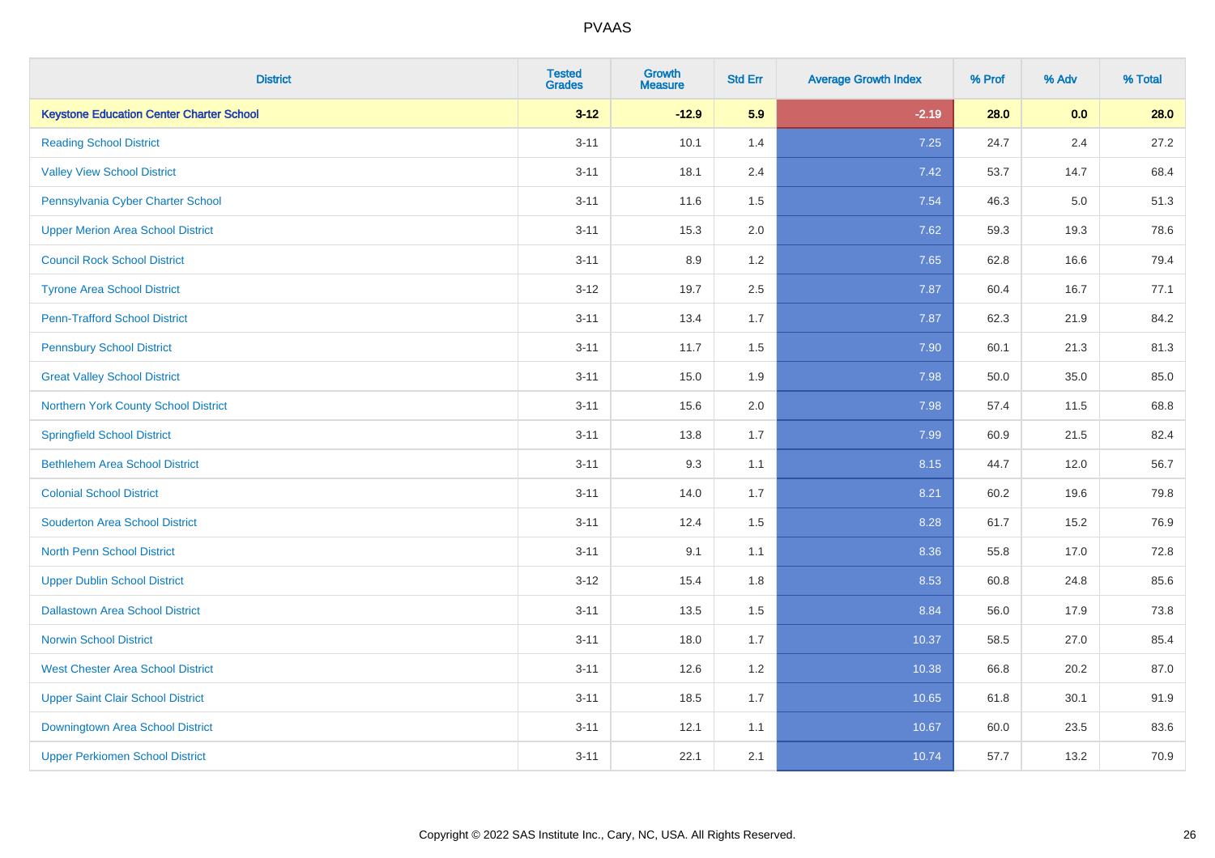# PVAAS

| District | Tested Grades | Growth Measure | Std Err | Average Growth Index | % Prof | % Adv | % Total |
|---|---|---|---|---|---|---|---|
| **Keystone Education Center Charter School** | **3-12** | **-12.9** | **5.9** | **-2.19** | **28.0** | **0.0** | **28.0** |
| Reading School District | 3-11 | 10.1 | 1.4 | 7.25 | 24.7 | 2.4 | 27.2 |
| Valley View School District | 3-11 | 18.1 | 2.4 | 7.42 | 53.7 | 14.7 | 68.4 |
| Pennsylvania Cyber Charter School | 3-11 | 11.6 | 1.5 | 7.54 | 46.3 | 5.0 | 51.3 |
| Upper Merion Area School District | 3-11 | 15.3 | 2.0 | 7.62 | 59.3 | 19.3 | 78.6 |
| Council Rock School District | 3-11 | 8.9 | 1.2 | 7.65 | 62.8 | 16.6 | 79.4 |
| Tyrone Area School District | 3-12 | 19.7 | 2.5 | 7.87 | 60.4 | 16.7 | 77.1 |
| Penn-Trafford School District | 3-11 | 13.4 | 1.7 | 7.87 | 62.3 | 21.9 | 84.2 |
| Pennsbury School District | 3-11 | 11.7 | 1.5 | 7.90 | 60.1 | 21.3 | 81.3 |
| Great Valley School District | 3-11 | 15.0 | 1.9 | 7.98 | 50.0 | 35.0 | 85.0 |
| Northern York County School District | 3-11 | 15.6 | 2.0 | 7.98 | 57.4 | 11.5 | 68.8 |
| Springfield School District | 3-11 | 13.8 | 1.7 | 7.99 | 60.9 | 21.5 | 82.4 |
| Bethlehem Area School District | 3-11 | 9.3 | 1.1 | 8.15 | 44.7 | 12.0 | 56.7 |
| Colonial School District | 3-11 | 14.0 | 1.7 | 8.21 | 60.2 | 19.6 | 79.8 |
| Souderton Area School District | 3-11 | 12.4 | 1.5 | 8.28 | 61.7 | 15.2 | 76.9 |
| North Penn School District | 3-11 | 9.1 | 1.1 | 8.36 | 55.8 | 17.0 | 72.8 |
| Upper Dublin School District | 3-12 | 15.4 | 1.8 | 8.53 | 60.8 | 24.8 | 85.6 |
| Dallastown Area School District | 3-11 | 13.5 | 1.5 | 8.84 | 56.0 | 17.9 | 73.8 |
| Norwin School District | 3-11 | 18.0 | 1.7 | 10.37 | 58.5 | 27.0 | 85.4 |
| West Chester Area School District | 3-11 | 12.6 | 1.2 | 10.38 | 66.8 | 20.2 | 87.0 |
| Upper Saint Clair School District | 3-11 | 18.5 | 1.7 | 10.65 | 61.8 | 30.1 | 91.9 |
| Downingtown Area School District | 3-11 | 12.1 | 1.1 | 10.67 | 60.0 | 23.5 | 83.6 |
| Upper Perkiomen School District | 3-11 | 22.1 | 2.1 | 10.74 | 57.7 | 13.2 | 70.9 |

Copyright © 2022 SAS Institute Inc., Cary, NC, USA. All Rights Reserved.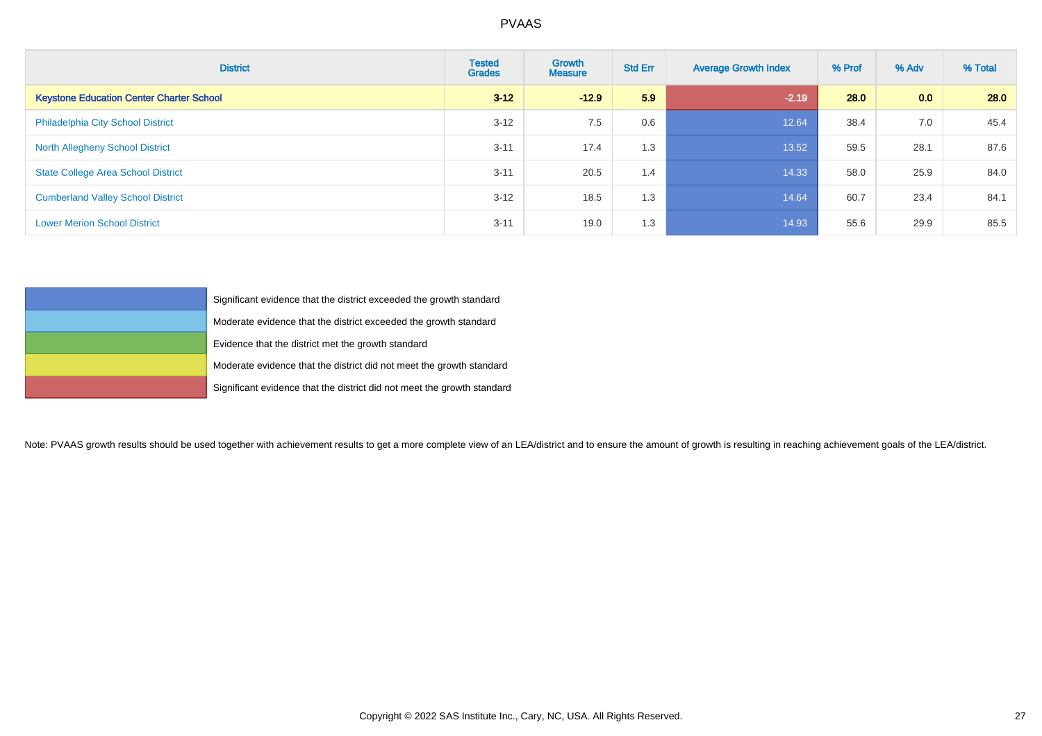# PVAAS

| District | Tested Grades | Growth Measure | Std Err | Average Growth Index | % Prof | % Adv | % Total |
| --- | --- | --- | --- | --- | --- | --- | --- |
| **Keystone Education Center Charter School** | **3-12** | **-12.9** | **5.9** | **-2.19** | **28.0** | **0.0** | **28.0** |
| Philadelphia City School District | 3-12 | 7.5 | 0.6 | 12.64 | 38.4 | 7.0 | 45.4 |
| North Allegheny School District | 3-11 | 17.4 | 1.3 | 13.52 | 59.5 | 28.1 | 87.6 |
| State College Area School District | 3-11 | 20.5 | 1.4 | 14.33 | 58.0 | 25.9 | 84.0 |
| Cumberland Valley School District | 3-12 | 18.5 | 1.3 | 14.64 | 60.7 | 23.4 | 84.1 |
| Lower Merion School District | 3-11 | 19.0 | 1.3 | 14.93 | 55.6 | 29.9 | 85.5 |

Significant evidence that the district exceeded the growth standard

Moderate evidence that the district exceeded the growth standard

Evidence that the district met the growth standard

Moderate evidence that the district did not meet the growth standard

Significant evidence that the district did not meet the growth standard

Note: PVAAS growth results should be used together with achievement results to get a more complete view of an LEA/district and to ensure the amount of growth is resulting in reaching achievement goals of the LEA/district.

Copyright © 2022 SAS Institute Inc., Cary, NC, USA. All Rights Reserved.